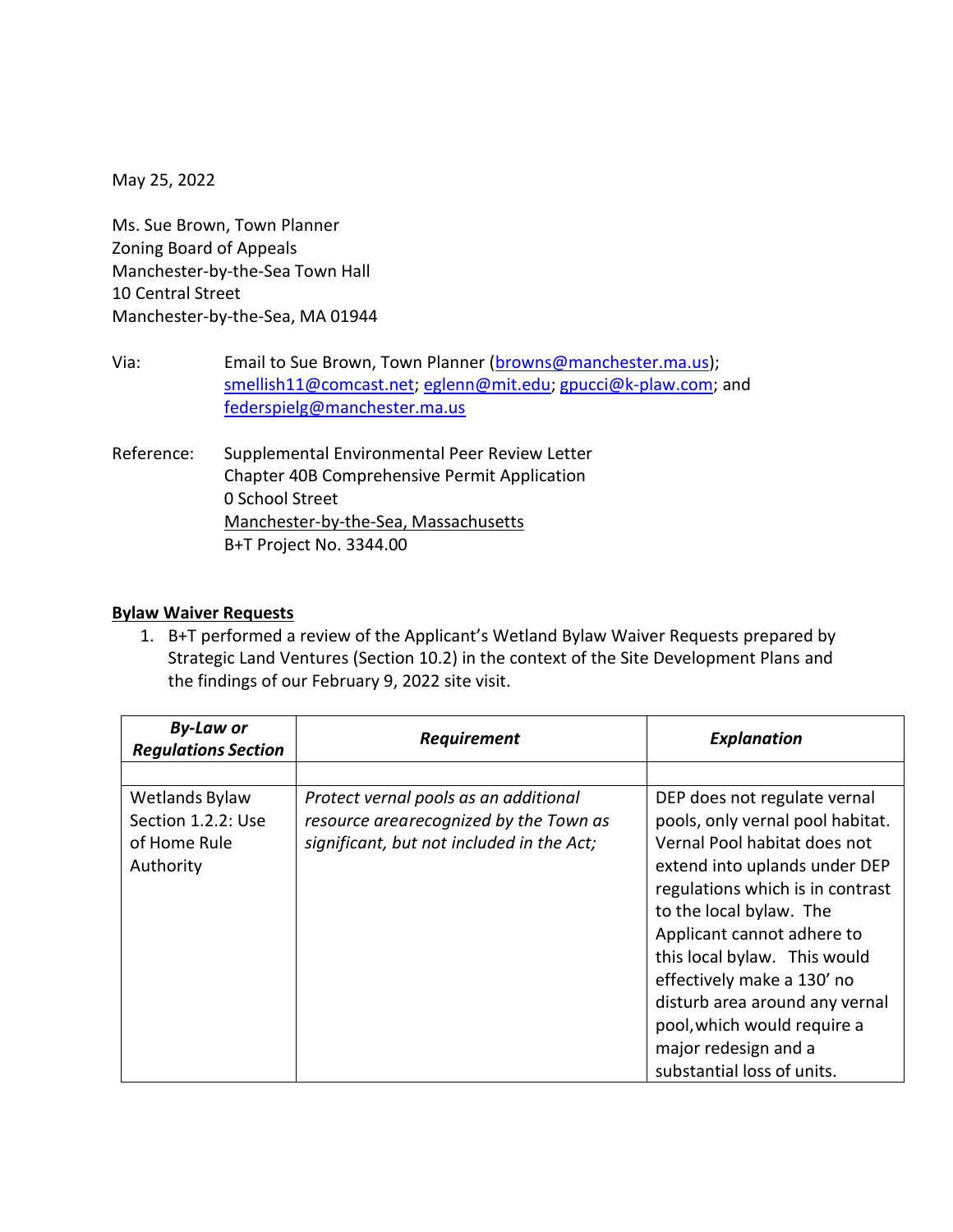May 25, 2022

Ms. Sue Brown, Town Planner
Zoning Board of Appeals
Manchester-by-the-Sea Town Hall
10 Central Street
Manchester-by-the-Sea, MA 01944

Via: Email to Sue Brown, Town Planner (browns@manchester.ma.us); smellish11@comcast.net; eglenn@mit.edu; gpucci@k-plaw.com; and federspielg@manchester.ma.us

Reference: Supplemental Environmental Peer Review Letter
Chapter 40B Comprehensive Permit Application
0 School Street
Manchester-by-the-Sea, Massachusetts
B+T Project No. 3344.00

**Bylaw Waiver Requests**

1. B+T performed a review of the Applicant's Wetland Bylaw Waiver Requests prepared by Strategic Land Ventures (Section 10.2) in the context of the Site Development Plans and the findings of our February 9, 2022 site visit.

| *By-Law or Regulations Section* | *Requirement* | *Explanation* |
|---|---|---|
| | | |
| Wetlands Bylaw Section 1.2.2: Use of Home Rule Authority | *Protect vernal pools as an additional resource arearecognized by the Town as significant, but not included in the Act;* | DEP does not regulate vernal pools, only vernal pool habitat. Vernal Pool habitat does not extend into uplands under DEP regulations which is in contrast to the local bylaw. The Applicant cannot adhere to this local bylaw. This would effectively make a 130' no disturb area around any vernal pool,which would require a major redesign and a substantial loss of units. |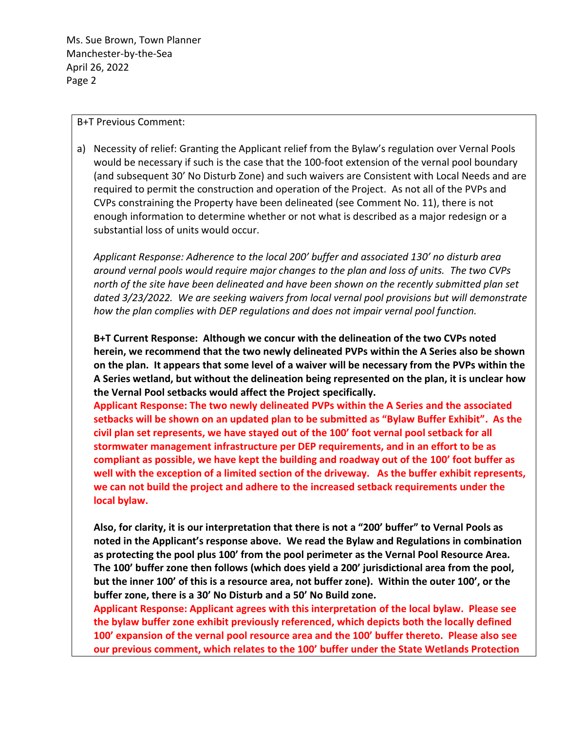B+T Previous Comment:

a) Necessity of relief: Granting the Applicant relief from the Bylaw's regulation over Vernal Pools would be necessary if such is the case that the 100-foot extension of the vernal pool boundary (and subsequent 30' No Disturb Zone) and such waivers are Consistent with Local Needs and are required to permit the construction and operation of the Project. As not all of the PVPs and CVPs constraining the Property have been delineated (see Comment No. 11), there is not enough information to determine whether or not what is described as a major redesign or a substantial loss of units would occur.

*Applicant Response: Adherence to the local 200' buffer and associated 130' no disturb area around vernal pools would require major changes to the plan and loss of units. The two CVPs north of the site have been delineated and have been shown on the recently submitted plan set dated 3/23/2022. We are seeking waivers from local vernal pool provisions but will demonstrate how the plan complies with DEP regulations and does not impair vernal pool function.*

**B+T Current Response: Although we concur with the delineation of the two CVPs noted herein, we recommend that the two newly delineated PVPs within the A Series also be shown on the plan. It appears that some level of a waiver will be necessary from the PVPs within the A Series wetland, but without the delineation being represented on the plan, it is unclear how the Vernal Pool setbacks would affect the Project specifically.**

**Applicant Response: The two newly delineated PVPs within the A Series and the associated setbacks will be shown on an updated plan to be submitted as "Bylaw Buffer Exhibit". As the civil plan set represents, we have stayed out of the 100' foot vernal pool setback for all stormwater management infrastructure per DEP requirements, and in an effort to be as compliant as possible, we have kept the building and roadway out of the 100' foot buffer as well with the exception of a limited section of the driveway. As the buffer exhibit represents, we can not build the project and adhere to the increased setback requirements under the local bylaw.**

**Also, for clarity, it is our interpretation that there is not a "200' buffer" to Vernal Pools as noted in the Applicant's response above. We read the Bylaw and Regulations in combination as protecting the pool plus 100' from the pool perimeter as the Vernal Pool Resource Area. The 100' buffer zone then follows (which does yield a 200' jurisdictional area from the pool, but the inner 100' of this is a resource area, not buffer zone). Within the outer 100', or the buffer zone, there is a 30' No Disturb and a 50' No Build zone.**

**Applicant Response: Applicant agrees with this interpretation of the local bylaw. Please see the bylaw buffer zone exhibit previously referenced, which depicts both the locally defined 100' expansion of the vernal pool resource area and the 100' buffer thereto. Please also see our previous comment, which relates to the 100' buffer under the State Wetlands Protection**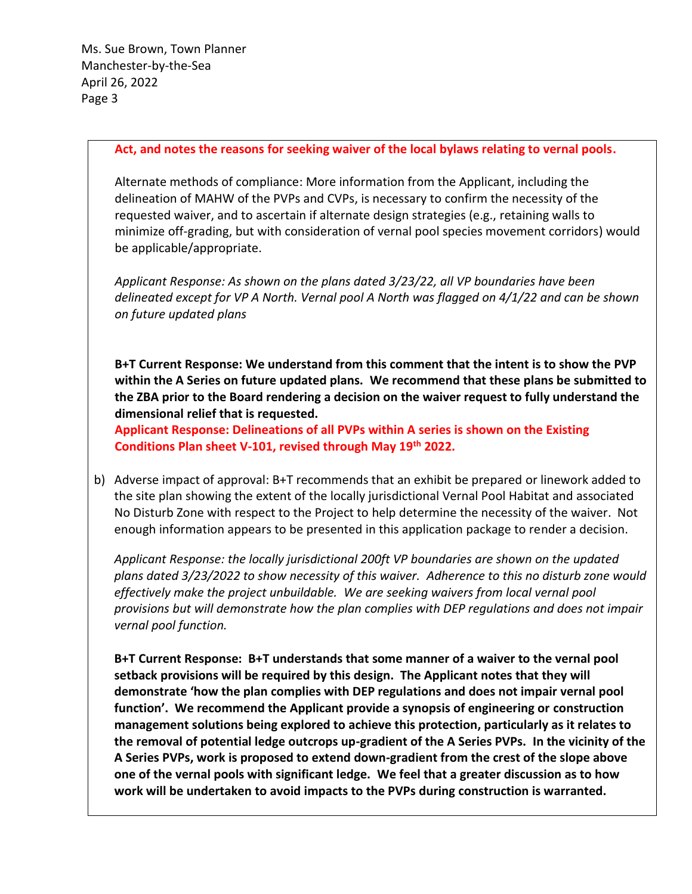**Act, and notes the reasons for seeking waiver of the local bylaws relating to vernal pools.**

Alternate methods of compliance: More information from the Applicant, including the delineation of MAHW of the PVPs and CVPs, is necessary to confirm the necessity of the requested waiver, and to ascertain if alternate design strategies (e.g., retaining walls to minimize off-grading, but with consideration of vernal pool species movement corridors) would be applicable/appropriate.

*Applicant Response: As shown on the plans dated 3/23/22, all VP boundaries have been delineated except for VP A North. Vernal pool A North was flagged on 4/1/22 and can be shown on future updated plans*

**B+T Current Response: We understand from this comment that the intent is to show the PVP within the A Series on future updated plans. We recommend that these plans be submitted to the ZBA prior to the Board rendering a decision on the waiver request to fully understand the dimensional relief that is requested.**

**Applicant Response: Delineations of all PVPs within A series is shown on the Existing Conditions Plan sheet V-101, revised through May 19th 2022.**

b) Adverse impact of approval: B+T recommends that an exhibit be prepared or linework added to the site plan showing the extent of the locally jurisdictional Vernal Pool Habitat and associated No Disturb Zone with respect to the Project to help determine the necessity of the waiver. Not enough information appears to be presented in this application package to render a decision.

*Applicant Response: the locally jurisdictional 200ft VP boundaries are shown on the updated plans dated 3/23/2022 to show necessity of this waiver. Adherence to this no disturb zone would effectively make the project unbuildable. We are seeking waivers from local vernal pool provisions but will demonstrate how the plan complies with DEP regulations and does not impair vernal pool function.*

**B+T Current Response: B+T understands that some manner of a waiver to the vernal pool setback provisions will be required by this design. The Applicant notes that they will demonstrate 'how the plan complies with DEP regulations and does not impair vernal pool function'. We recommend the Applicant provide a synopsis of engineering or construction management solutions being explored to achieve this protection, particularly as it relates to the removal of potential ledge outcrops up-gradient of the A Series PVPs. In the vicinity of the A Series PVPs, work is proposed to extend down-gradient from the crest of the slope above one of the vernal pools with significant ledge. We feel that a greater discussion as to how work will be undertaken to avoid impacts to the PVPs during construction is warranted.**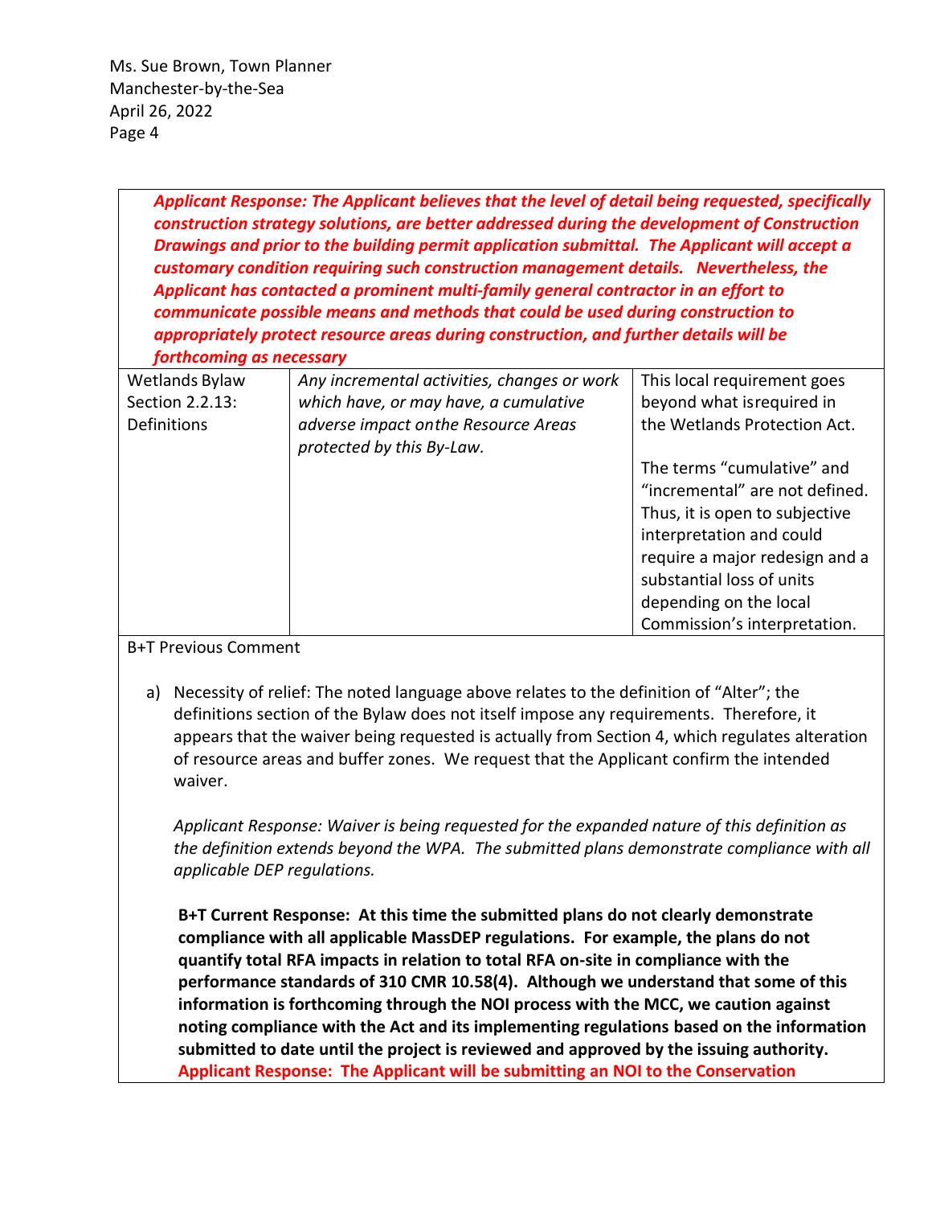***Applicant Response: The Applicant believes that the level of detail being requested, specifically construction strategy solutions, are better addressed during the development of Construction Drawings and prior to the building permit application submittal. The Applicant will accept a customary condition requiring such construction management details. Nevertheless, the Applicant has contacted a prominent multi-family general contractor in an effort to communicate possible means and methods that could be used during construction to appropriately protect resource areas during construction, and further details will be forthcoming as necessary***

| | | |
|---|---|---|
| Wetlands Bylaw Section 2.2.13: Definitions | *Any incremental activities, changes or work which have, or may have, a cumulative adverse impact onthe Resource Areas protected by this By-Law.* | This local requirement goes beyond what isrequired in the Wetlands Protection Act.<br><br>The terms "cumulative" and "incremental" are not defined. Thus, it is open to subjective interpretation and could require a major redesign and a substantial loss of units depending on the local Commission's interpretation. |

B+T Previous Comment

a) Necessity of relief: The noted language above relates to the definition of "Alter"; the definitions section of the Bylaw does not itself impose any requirements. Therefore, it appears that the waiver being requested is actually from Section 4, which regulates alteration of resource areas and buffer zones. We request that the Applicant confirm the intended waiver.

   *Applicant Response: Waiver is being requested for the expanded nature of this definition as the definition extends beyond the WPA. The submitted plans demonstrate compliance with all applicable DEP regulations.*

   **B+T Current Response: At this time the submitted plans do not clearly demonstrate compliance with all applicable MassDEP regulations. For example, the plans do not quantify total RFA impacts in relation to total RFA on-site in compliance with the performance standards of 310 CMR 10.58(4). Although we understand that some of this information is forthcoming through the NOI process with the MCC, we caution against noting compliance with the Act and its implementing regulations based on the information submitted to date until the project is reviewed and approved by the issuing authority.**
   **Applicant Response: The Applicant will be submitting an NOI to the Conservation**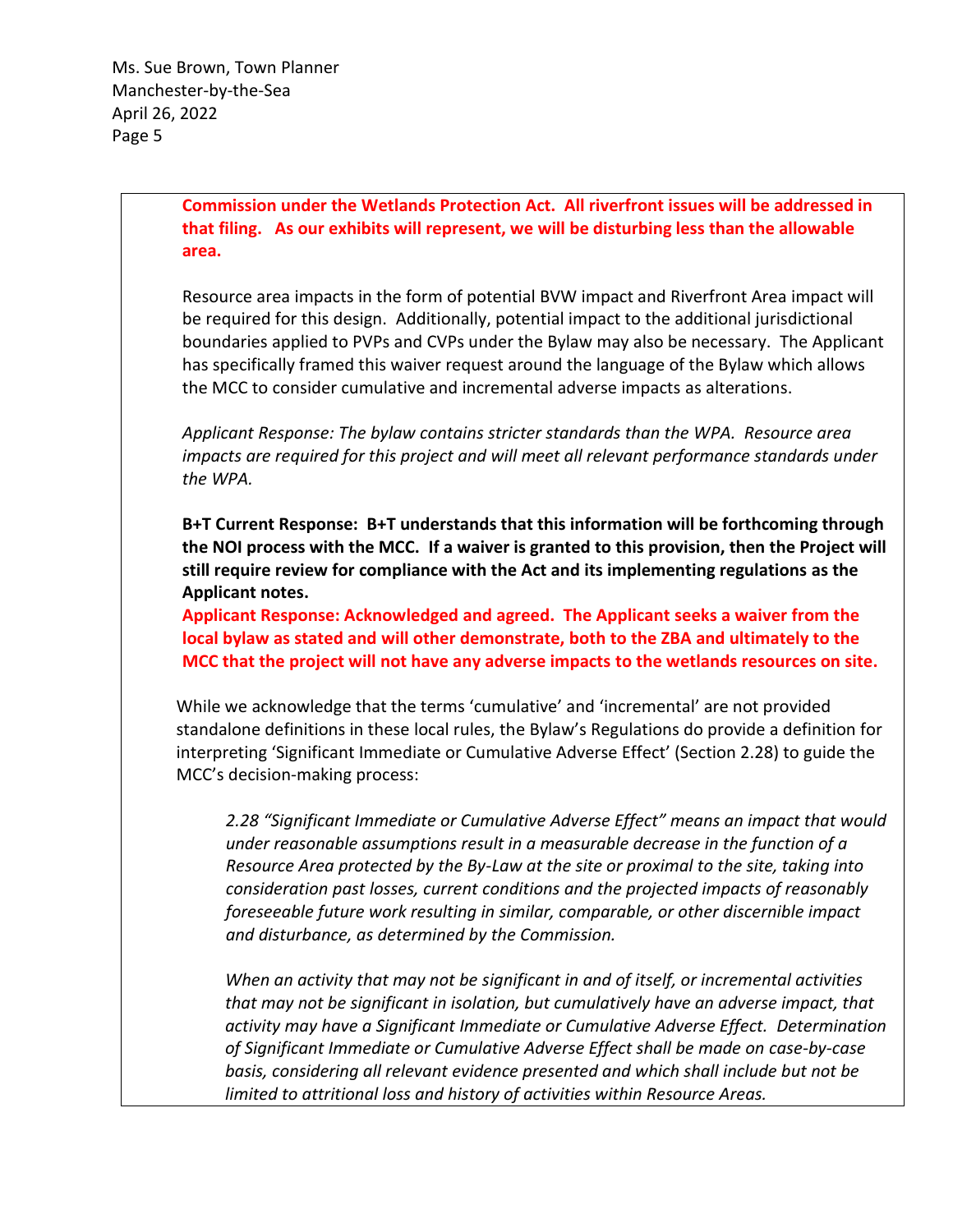**Commission under the Wetlands Protection Act. All riverfront issues will be addressed in that filing. As our exhibits will represent, we will be disturbing less than the allowable area.**

Resource area impacts in the form of potential BVW impact and Riverfront Area impact will be required for this design. Additionally, potential impact to the additional jurisdictional boundaries applied to PVPs and CVPs under the Bylaw may also be necessary. The Applicant has specifically framed this waiver request around the language of the Bylaw which allows the MCC to consider cumulative and incremental adverse impacts as alterations.

*Applicant Response: The bylaw contains stricter standards than the WPA. Resource area impacts are required for this project and will meet all relevant performance standards under the WPA.*

**B+T Current Response: B+T understands that this information will be forthcoming through the NOI process with the MCC. If a waiver is granted to this provision, then the Project will still require review for compliance with the Act and its implementing regulations as the Applicant notes.**

**Applicant Response: Acknowledged and agreed. The Applicant seeks a waiver from the local bylaw as stated and will other demonstrate, both to the ZBA and ultimately to the MCC that the project will not have any adverse impacts to the wetlands resources on site.**

While we acknowledge that the terms 'cumulative' and 'incremental' are not provided standalone definitions in these local rules, the Bylaw's Regulations do provide a definition for interpreting 'Significant Immediate or Cumulative Adverse Effect' (Section 2.28) to guide the MCC's decision-making process:

> *2.28 "Significant Immediate or Cumulative Adverse Effect" means an impact that would under reasonable assumptions result in a measurable decrease in the function of a Resource Area protected by the By-Law at the site or proximal to the site, taking into consideration past losses, current conditions and the projected impacts of reasonably foreseeable future work resulting in similar, comparable, or other discernible impact and disturbance, as determined by the Commission.*
>
> *When an activity that may not be significant in and of itself, or incremental activities that may not be significant in isolation, but cumulatively have an adverse impact, that activity may have a Significant Immediate or Cumulative Adverse Effect. Determination of Significant Immediate or Cumulative Adverse Effect shall be made on case-by-case basis, considering all relevant evidence presented and which shall include but not be limited to attritional loss and history of activities within Resource Areas.*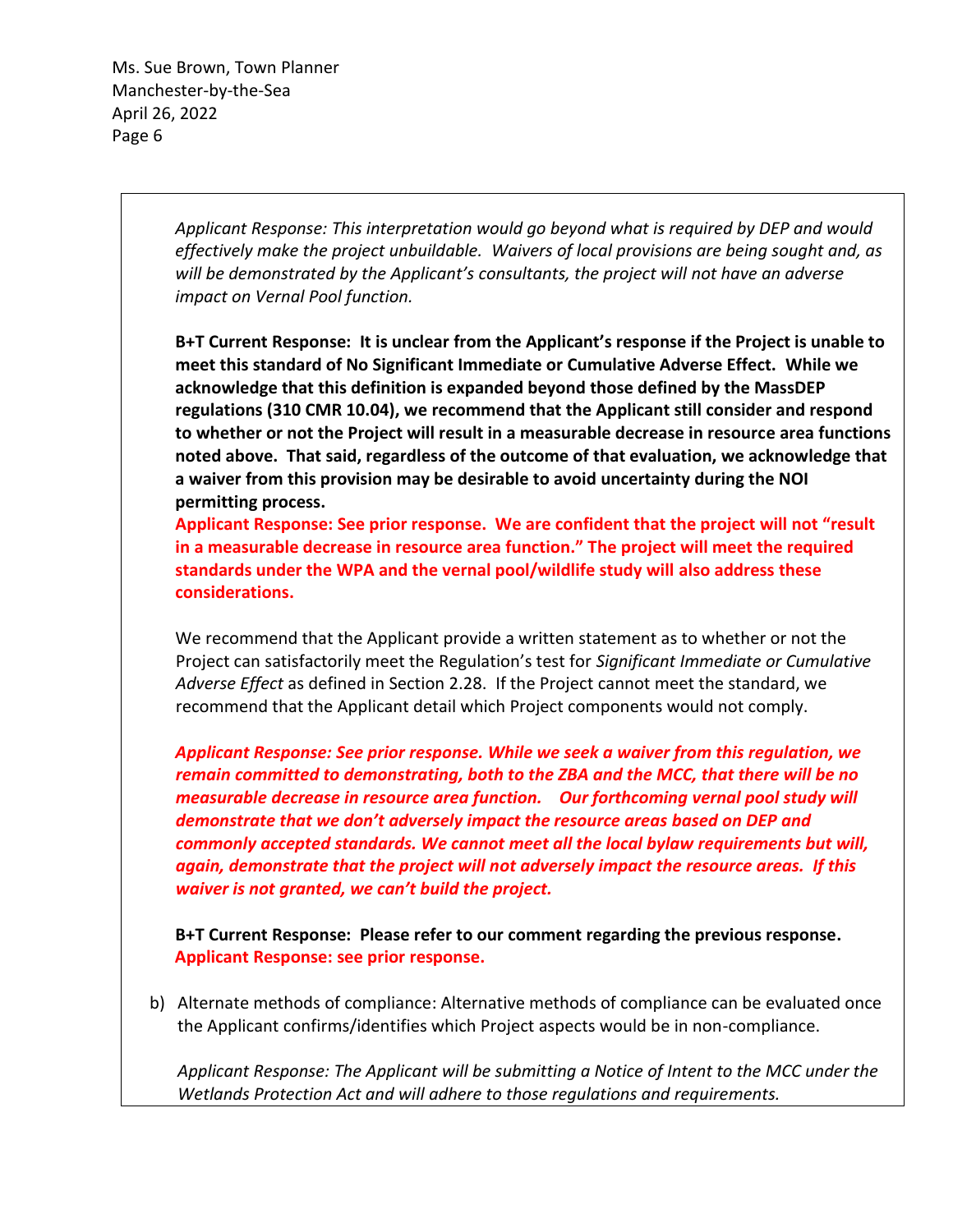*Applicant Response: This interpretation would go beyond what is required by DEP and would effectively make the project unbuildable. Waivers of local provisions are being sought and, as will be demonstrated by the Applicant's consultants, the project will not have an adverse impact on Vernal Pool function.*

**B+T Current Response: It is unclear from the Applicant's response if the Project is unable to meet this standard of No Significant Immediate or Cumulative Adverse Effect. While we acknowledge that this definition is expanded beyond those defined by the MassDEP regulations (310 CMR 10.04), we recommend that the Applicant still consider and respond to whether or not the Project will result in a measurable decrease in resource area functions noted above. That said, regardless of the outcome of that evaluation, we acknowledge that a waiver from this provision may be desirable to avoid uncertainty during the NOI permitting process.**

**Applicant Response: See prior response. We are confident that the project will not "result in a measurable decrease in resource area function." The project will meet the required standards under the WPA and the vernal pool/wildlife study will also address these considerations.**

We recommend that the Applicant provide a written statement as to whether or not the Project can satisfactorily meet the Regulation's test for *Significant Immediate or Cumulative Adverse Effect* as defined in Section 2.28. If the Project cannot meet the standard, we recommend that the Applicant detail which Project components would not comply.

***Applicant Response: See prior response. While we seek a waiver from this regulation, we remain committed to demonstrating, both to the ZBA and the MCC, that there will be no measurable decrease in resource area function. Our forthcoming vernal pool study will demonstrate that we don't adversely impact the resource areas based on DEP and commonly accepted standards. We cannot meet all the local bylaw requirements but will, again, demonstrate that the project will not adversely impact the resource areas. If this waiver is not granted, we can't build the project.***

**B+T Current Response: Please refer to our comment regarding the previous response.**

**Applicant Response: see prior response.**

b) Alternate methods of compliance: Alternative methods of compliance can be evaluated once the Applicant confirms/identifies which Project aspects would be in non-compliance.

   *Applicant Response: The Applicant will be submitting a Notice of Intent to the MCC under the Wetlands Protection Act and will adhere to those regulations and requirements.*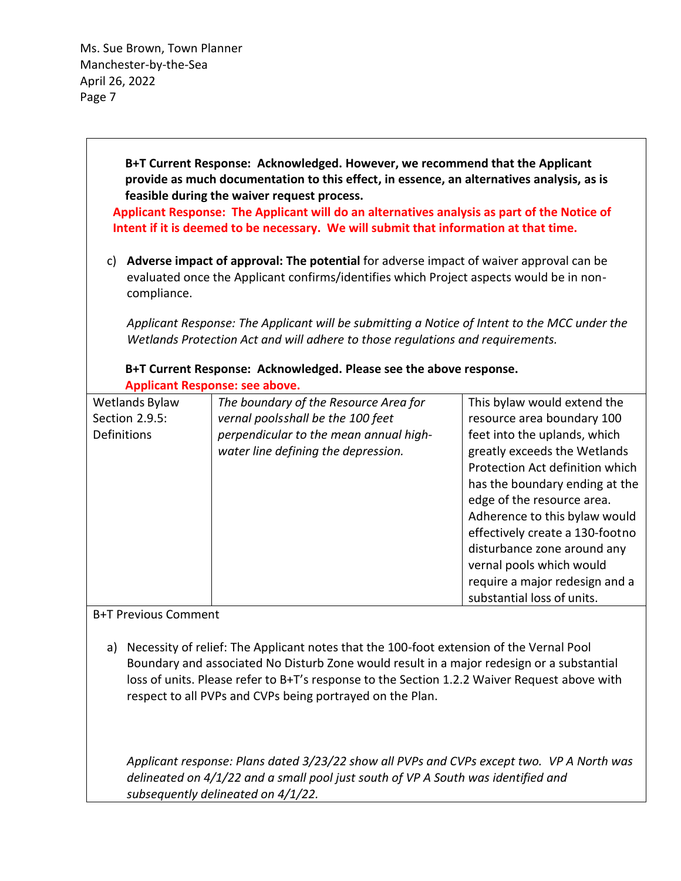**B+T Current Response: Acknowledged. However, we recommend that the Applicant provide as much documentation to this effect, in essence, an alternatives analysis, as is feasible during the waiver request process.**

**Applicant Response: The Applicant will do an alternatives analysis as part of the Notice of Intent if it is deemed to be necessary. We will submit that information at that time.**

c) **Adverse impact of approval: The potential** for adverse impact of waiver approval can be evaluated once the Applicant confirms/identifies which Project aspects would be in non-compliance.

*Applicant Response: The Applicant will be submitting a Notice of Intent to the MCC under the Wetlands Protection Act and will adhere to those regulations and requirements.*

**B+T Current Response: Acknowledged. Please see the above response.**

**Applicant Response: see above.**

| Wetlands Bylaw Section 2.9.5: Definitions | *The boundary of the Resource Area for vernal poolsshall be the 100 feet perpendicular to the mean annual high-water line defining the depression.* | This bylaw would extend the resource area boundary 100 feet into the uplands, which greatly exceeds the Wetlands Protection Act definition which has the boundary ending at the edge of the resource area. Adherence to this bylaw would effectively create a 130-footno disturbance zone around any vernal pools which would require a major redesign and a substantial loss of units. |
|---|---|---|

B+T Previous Comment

a) Necessity of relief: The Applicant notes that the 100-foot extension of the Vernal Pool Boundary and associated No Disturb Zone would result in a major redesign or a substantial loss of units. Please refer to B+T's response to the Section 1.2.2 Waiver Request above with respect to all PVPs and CVPs being portrayed on the Plan.

*Applicant response: Plans dated 3/23/22 show all PVPs and CVPs except two. VP A North was delineated on 4/1/22 and a small pool just south of VP A South was identified and subsequently delineated on 4/1/22.*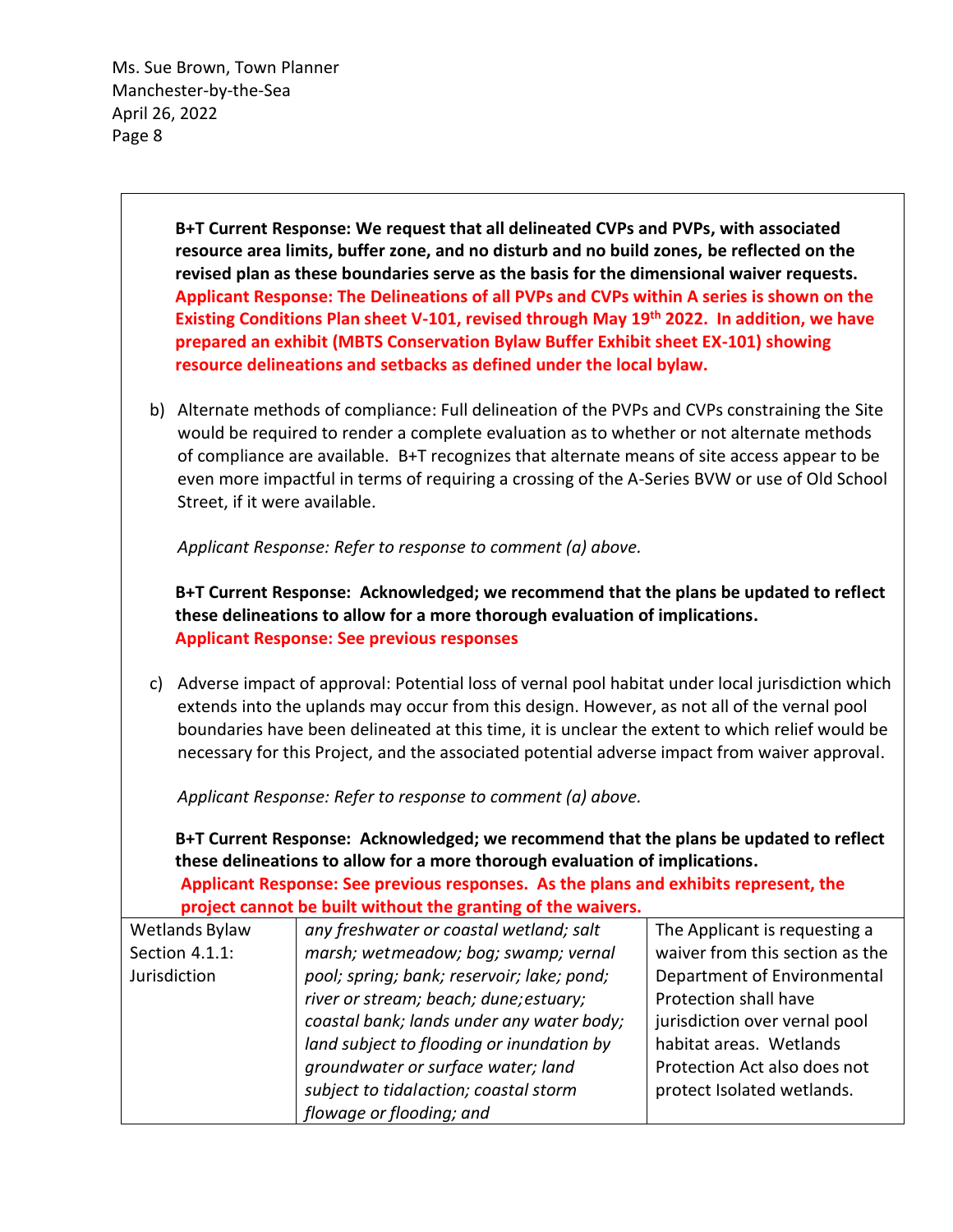**B+T Current Response: We request that all delineated CVPs and PVPs, with associated resource area limits, buffer zone, and no disturb and no build zones, be reflected on the revised plan as these boundaries serve as the basis for the dimensional waiver requests.**
**Applicant Response: The Delineations of all PVPs and CVPs within A series is shown on the Existing Conditions Plan sheet V-101, revised through May 19th 2022. In addition, we have prepared an exhibit (MBTS Conservation Bylaw Buffer Exhibit sheet EX-101) showing resource delineations and setbacks as defined under the local bylaw.**

b) Alternate methods of compliance: Full delineation of the PVPs and CVPs constraining the Site would be required to render a complete evaluation as to whether or not alternate methods of compliance are available. B+T recognizes that alternate means of site access appear to be even more impactful in terms of requiring a crossing of the A-Series BVW or use of Old School Street, if it were available.

*Applicant Response: Refer to response to comment (a) above.*

**B+T Current Response: Acknowledged; we recommend that the plans be updated to reflect these delineations to allow for a more thorough evaluation of implications.**
**Applicant Response: See previous responses**

c) Adverse impact of approval: Potential loss of vernal pool habitat under local jurisdiction which extends into the uplands may occur from this design. However, as not all of the vernal pool boundaries have been delineated at this time, it is unclear the extent to which relief would be necessary for this Project, and the associated potential adverse impact from waiver approval.

*Applicant Response: Refer to response to comment (a) above.*

**B+T Current Response: Acknowledged; we recommend that the plans be updated to reflect these delineations to allow for a more thorough evaluation of implications.**
**Applicant Response: See previous responses. As the plans and exhibits represent, the project cannot be built without the granting of the waivers.**

| | | |
|---|---|---|
| Wetlands Bylaw Section 4.1.1: Jurisdiction | *any freshwater or coastal wetland; salt marsh; wetmeadow; bog; swamp; vernal pool; spring; bank; reservoir; lake; pond; river or stream; beach; dune;estuary; coastal bank; lands under any water body; land subject to flooding or inundation by groundwater or surface water; land subject to tidalaction; coastal storm flowage or flooding; and* | The Applicant is requesting a waiver from this section as the Department of Environmental Protection shall have jurisdiction over vernal pool habitat areas. Wetlands Protection Act also does not protect Isolated wetlands. |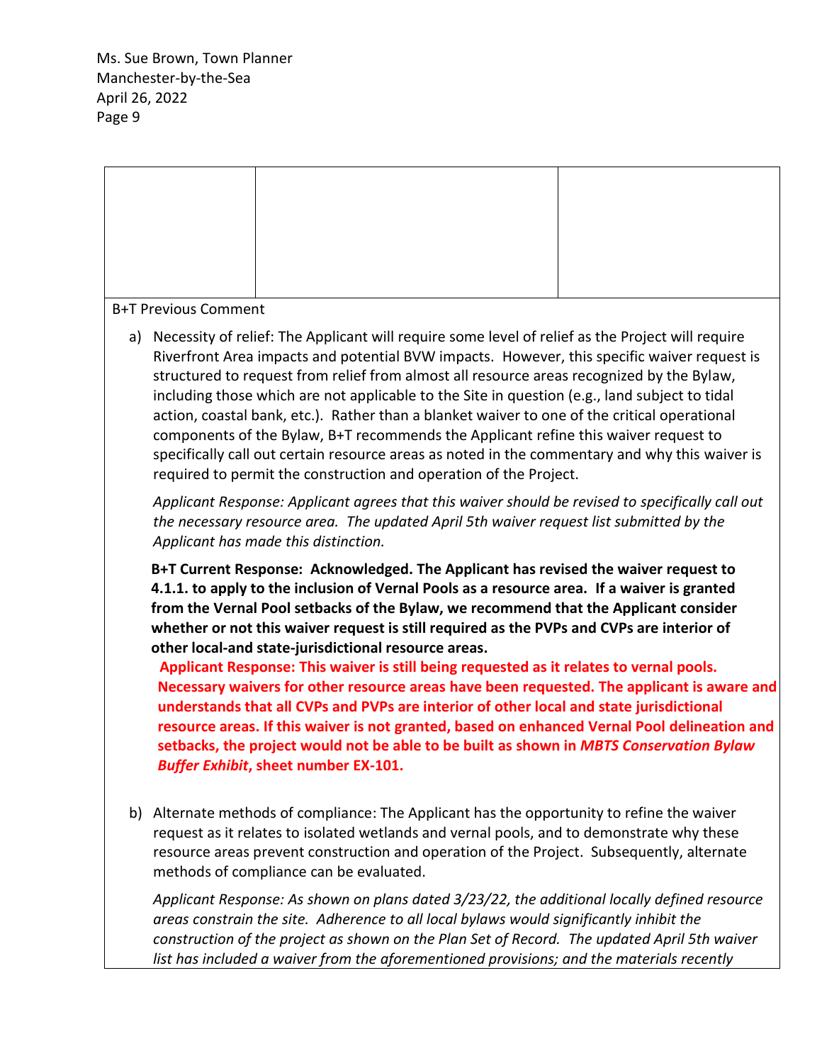| | | |
|---|---|---|
| | | |

B+T Previous Comment

a) Necessity of relief: The Applicant will require some level of relief as the Project will require Riverfront Area impacts and potential BVW impacts. However, this specific waiver request is structured to request from relief from almost all resource areas recognized by the Bylaw, including those which are not applicable to the Site in question (e.g., land subject to tidal action, coastal bank, etc.). Rather than a blanket waiver to one of the critical operational components of the Bylaw, B+T recommends the Applicant refine this waiver request to specifically call out certain resource areas as noted in the commentary and why this waiver is required to permit the construction and operation of the Project.

*Applicant Response: Applicant agrees that this waiver should be revised to specifically call out the necessary resource area. The updated April 5th waiver request list submitted by the Applicant has made this distinction.*

**B+T Current Response: Acknowledged. The Applicant has revised the waiver request to 4.1.1. to apply to the inclusion of Vernal Pools as a resource area. If a waiver is granted from the Vernal Pool setbacks of the Bylaw, we recommend that the Applicant consider whether or not this waiver request is still required as the PVPs and CVPs are interior of other local-and state-jurisdictional resource areas.**

**Applicant Response: This waiver is still being requested as it relates to vernal pools. Necessary waivers for other resource areas have been requested. The applicant is aware and understands that all CVPs and PVPs are interior of other local and state jurisdictional resource areas. If this waiver is not granted, based on enhanced Vernal Pool delineation and setbacks, the project would not be able to be built as shown in *MBTS Conservation Bylaw Buffer Exhibit*, sheet number EX-101.**

b) Alternate methods of compliance: The Applicant has the opportunity to refine the waiver request as it relates to isolated wetlands and vernal pools, and to demonstrate why these resource areas prevent construction and operation of the Project. Subsequently, alternate methods of compliance can be evaluated.

*Applicant Response: As shown on plans dated 3/23/22, the additional locally defined resource areas constrain the site. Adherence to all local bylaws would significantly inhibit the construction of the project as shown on the Plan Set of Record. The updated April 5th waiver list has included a waiver from the aforementioned provisions; and the materials recently*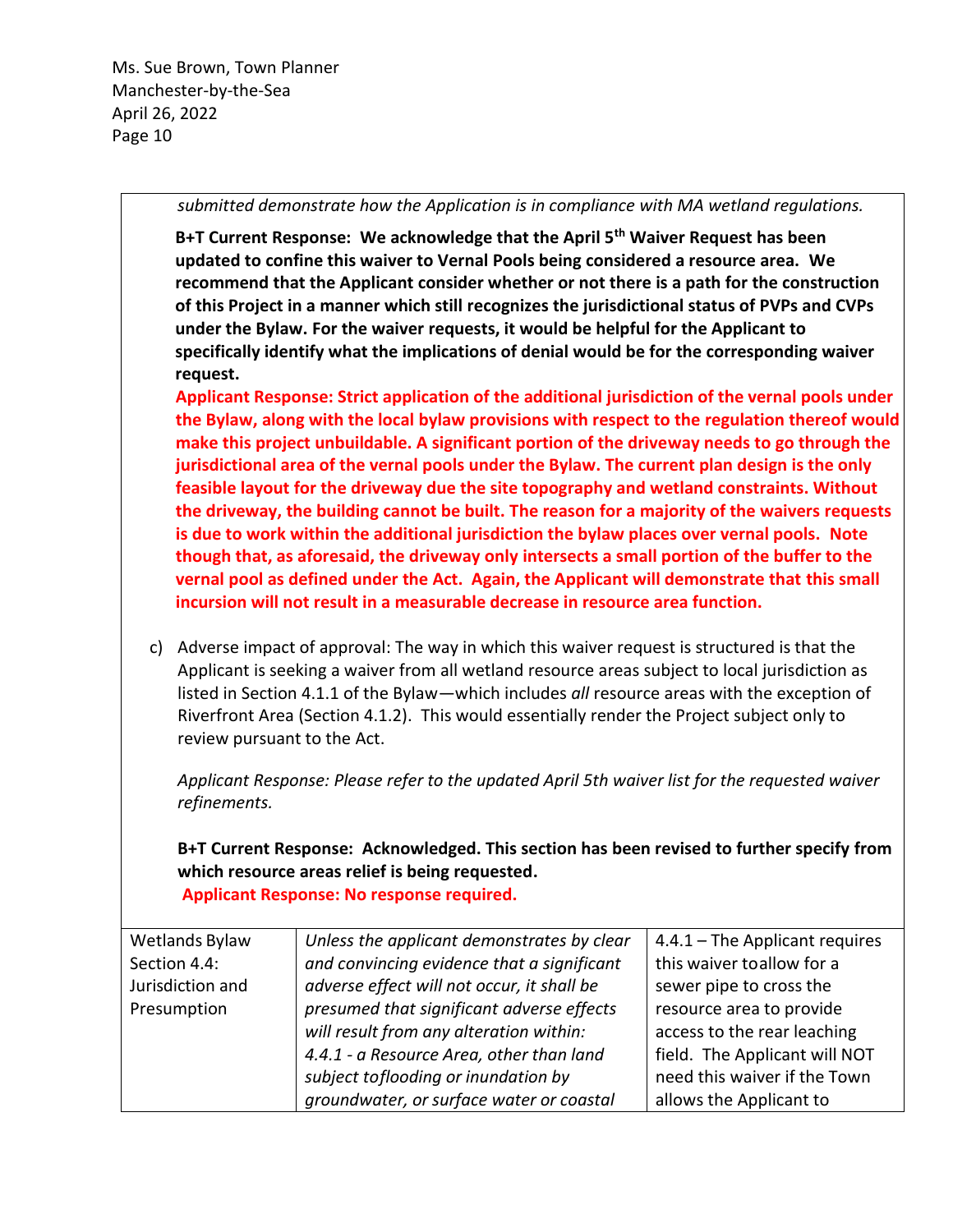*submitted demonstrate how the Application is in compliance with MA wetland regulations.*

**B+T Current Response: We acknowledge that the April 5th Waiver Request has been updated to confine this waiver to Vernal Pools being considered a resource area. We recommend that the Applicant consider whether or not there is a path for the construction of this Project in a manner which still recognizes the jurisdictional status of PVPs and CVPs under the Bylaw. For the waiver requests, it would be helpful for the Applicant to specifically identify what the implications of denial would be for the corresponding waiver request.**

**Applicant Response: Strict application of the additional jurisdiction of the vernal pools under the Bylaw, along with the local bylaw provisions with respect to the regulation thereof would make this project unbuildable. A significant portion of the driveway needs to go through the jurisdictional area of the vernal pools under the Bylaw. The current plan design is the only feasible layout for the driveway due the site topography and wetland constraints. Without the driveway, the building cannot be built. The reason for a majority of the waivers requests is due to work within the additional jurisdiction the bylaw places over vernal pools. Note though that, as aforesaid, the driveway only intersects a small portion of the buffer to the vernal pool as defined under the Act. Again, the Applicant will demonstrate that this small incursion will not result in a measurable decrease in resource area function.**

c) Adverse impact of approval: The way in which this waiver request is structured is that the Applicant is seeking a waiver from all wetland resource areas subject to local jurisdiction as listed in Section 4.1.1 of the Bylaw—which includes *all* resource areas with the exception of Riverfront Area (Section 4.1.2). This would essentially render the Project subject only to review pursuant to the Act.

*Applicant Response: Please refer to the updated April 5th waiver list for the requested waiver refinements.*

**B+T Current Response: Acknowledged. This section has been revised to further specify from which resource areas relief is being requested.**

**Applicant Response: No response required.**

| Wetlands Bylaw Section 4.4: Jurisdiction and Presumption | *Unless the applicant demonstrates by clear and convincing evidence that a significant adverse effect will not occur, it shall be presumed that significant adverse effects will result from any alteration within: 4.4.1 - a Resource Area, other than land subject to flooding or inundation by groundwater, or surface water or coastal* | 4.4.1 – The Applicant requires this waiver to allow for a sewer pipe to cross the resource area to provide access to the rear leaching field. The Applicant will NOT need this waiver if the Town allows the Applicant to |
|---|---|---|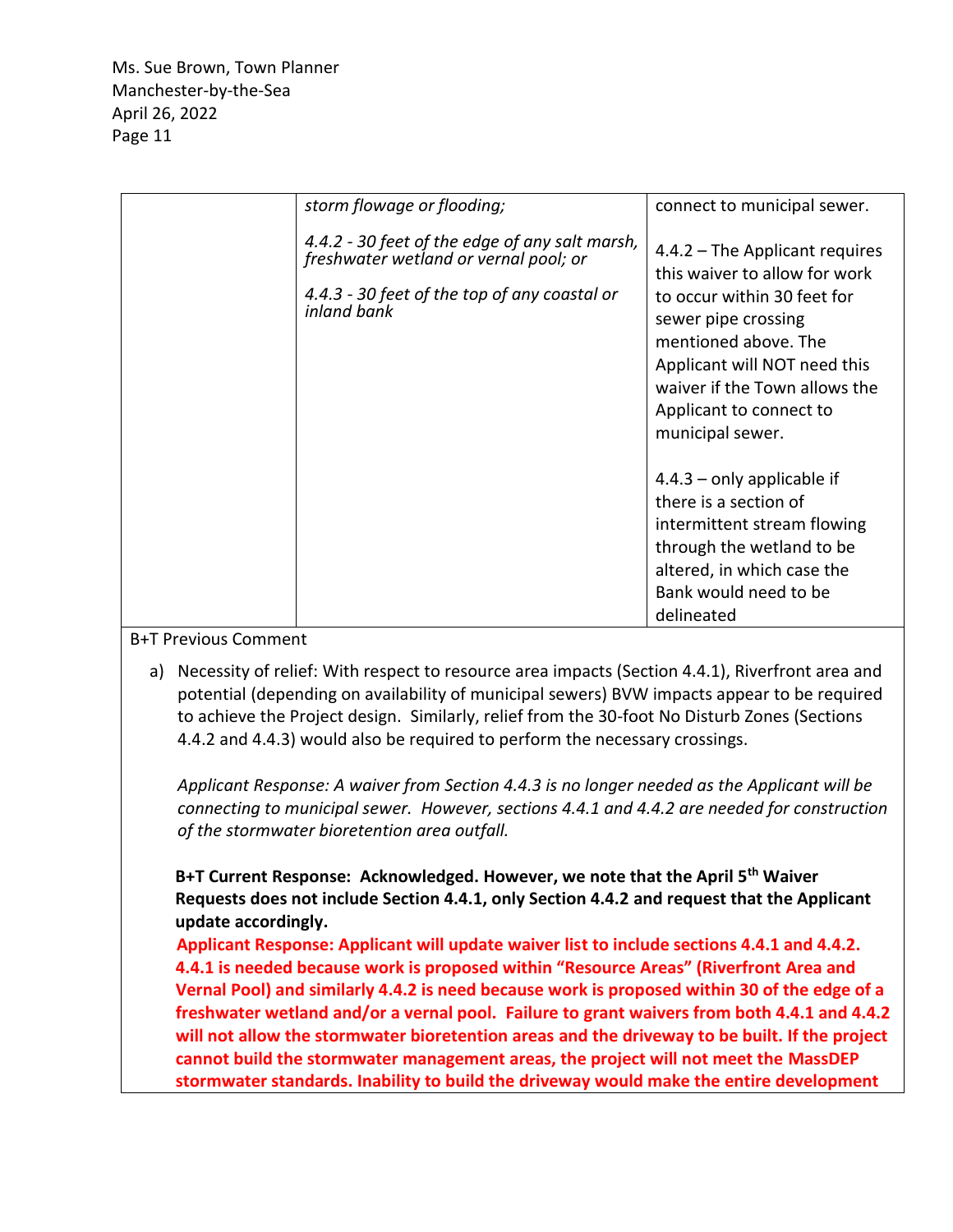Ms. Sue Brown, Town Planner
Manchester-by-the-Sea
April 26, 2022

| | | |
|---|---|---|
| | *storm flowage or flooding;*<br><br>*4.4.2 - 30 feet of the edge of any salt marsh, freshwater wetland or vernal pool; or*<br><br>*4.4.3 - 30 feet of the top of any coastal or inland bank* | connect to municipal sewer.<br><br>4.4.2 – The Applicant requires this waiver to allow for work to occur within 30 feet for sewer pipe crossing mentioned above. The Applicant will NOT need this waiver if the Town allows the Applicant to connect to municipal sewer.<br><br>4.4.3 – only applicable if there is a section of intermittent stream flowing through the wetland to be altered, in which case the Bank would need to be delineated |

B+T Previous Comment

a) Necessity of relief: With respect to resource area impacts (Section 4.4.1), Riverfront area and potential (depending on availability of municipal sewers) BVW impacts appear to be required to achieve the Project design. Similarly, relief from the 30-foot No Disturb Zones (Sections 4.4.2 and 4.4.3) would also be required to perform the necessary crossings.

*Applicant Response: A waiver from Section 4.4.3 is no longer needed as the Applicant will be connecting to municipal sewer. However, sections 4.4.1 and 4.4.2 are needed for construction of the stormwater bioretention area outfall.*

**B+T Current Response: Acknowledged. However, we note that the April 5th Waiver Requests does not include Section 4.4.1, only Section 4.4.2 and request that the Applicant update accordingly.**

**Applicant Response: Applicant will update waiver list to include sections 4.4.1 and 4.4.2. 4.4.1 is needed because work is proposed within "Resource Areas" (Riverfront Area and Vernal Pool) and similarly 4.4.2 is need because work is proposed within 30 of the edge of a freshwater wetland and/or a vernal pool. Failure to grant waivers from both 4.4.1 and 4.4.2 will not allow the stormwater bioretention areas and the driveway to be built. If the project cannot build the stormwater management areas, the project will not meet the MassDEP stormwater standards. Inability to build the driveway would make the entire development**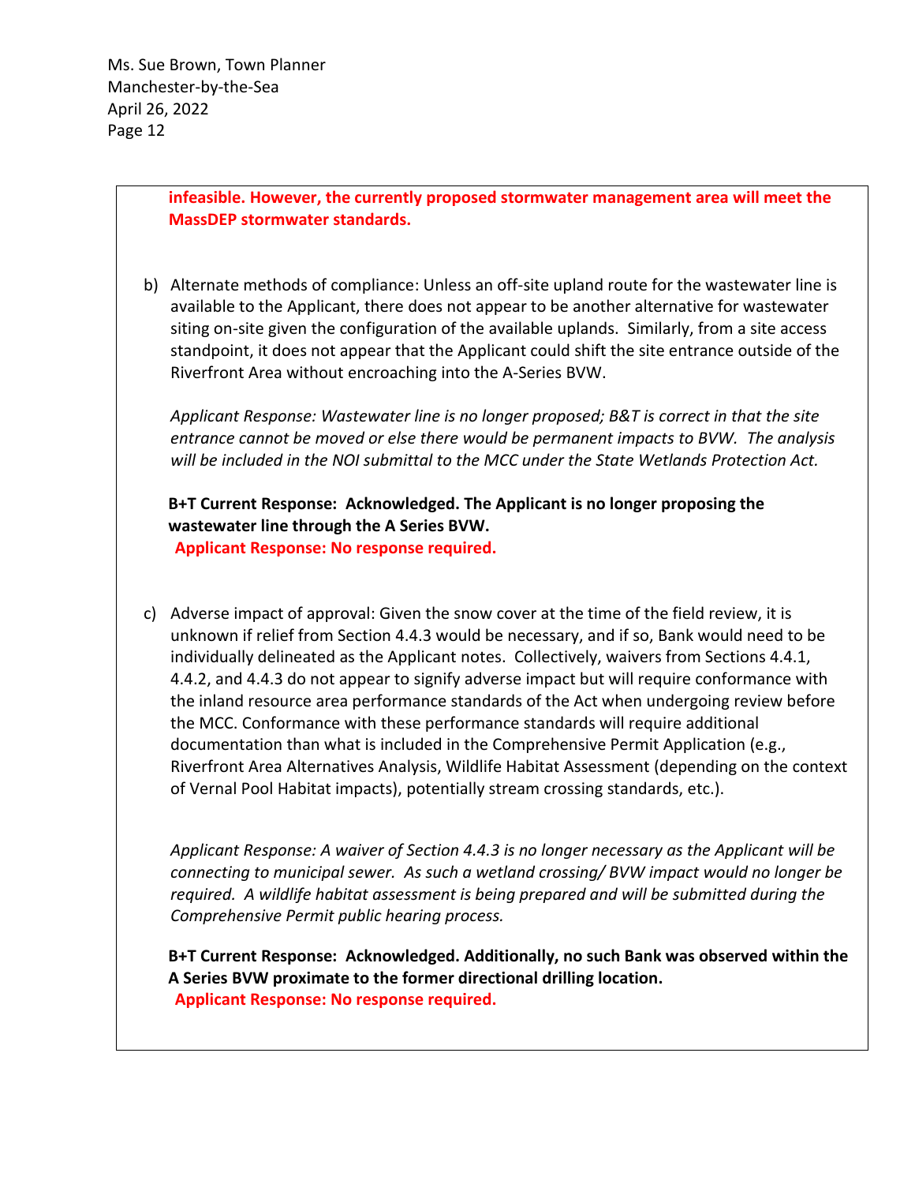**infeasible. However, the currently proposed stormwater management area will meet the MassDEP stormwater standards.**

b) Alternate methods of compliance: Unless an off-site upland route for the wastewater line is available to the Applicant, there does not appear to be another alternative for wastewater siting on-site given the configuration of the available uplands. Similarly, from a site access standpoint, it does not appear that the Applicant could shift the site entrance outside of the Riverfront Area without encroaching into the A-Series BVW.

*Applicant Response: Wastewater line is no longer proposed; B&T is correct in that the site entrance cannot be moved or else there would be permanent impacts to BVW. The analysis will be included in the NOI submittal to the MCC under the State Wetlands Protection Act.*

**B+T Current Response: Acknowledged. The Applicant is no longer proposing the wastewater line through the A Series BVW.**

**Applicant Response: No response required.**

c) Adverse impact of approval: Given the snow cover at the time of the field review, it is unknown if relief from Section 4.4.3 would be necessary, and if so, Bank would need to be individually delineated as the Applicant notes. Collectively, waivers from Sections 4.4.1, 4.4.2, and 4.4.3 do not appear to signify adverse impact but will require conformance with the inland resource area performance standards of the Act when undergoing review before the MCC. Conformance with these performance standards will require additional documentation than what is included in the Comprehensive Permit Application (e.g., Riverfront Area Alternatives Analysis, Wildlife Habitat Assessment (depending on the context of Vernal Pool Habitat impacts), potentially stream crossing standards, etc.).

*Applicant Response: A waiver of Section 4.4.3 is no longer necessary as the Applicant will be connecting to municipal sewer. As such a wetland crossing/ BVW impact would no longer be required. A wildlife habitat assessment is being prepared and will be submitted during the Comprehensive Permit public hearing process.*

**B+T Current Response: Acknowledged. Additionally, no such Bank was observed within the A Series BVW proximate to the former directional drilling location.**

**Applicant Response: No response required.**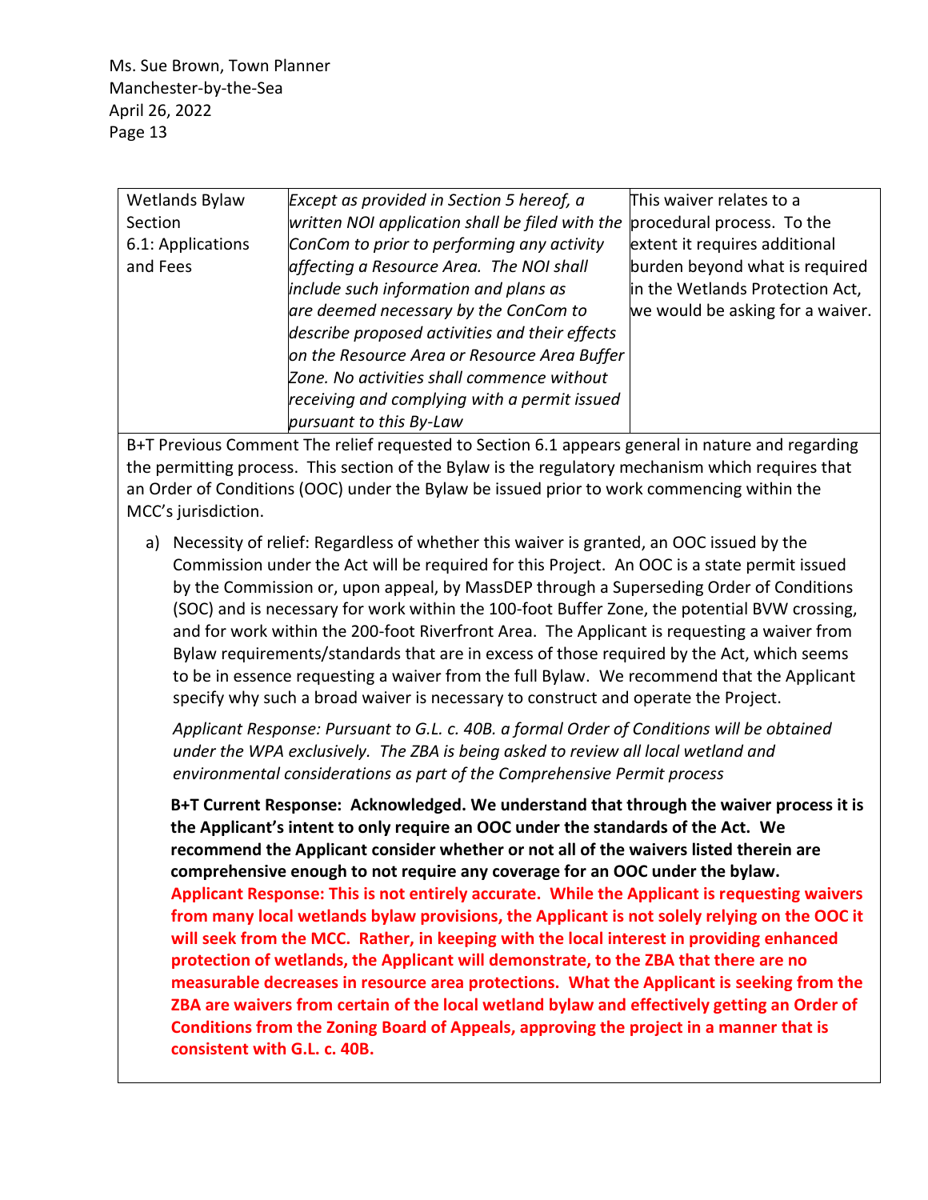Ms. Sue Brown, Town Planner
Manchester-by-the-Sea
April 26, 2022

| Wetlands Bylaw Section 6.1: Applications and Fees | *Except as provided in Section 5 hereof, a written NOI application shall be filed with the ConCom to prior to performing any activity affecting a Resource Area. The NOI shall include such information and plans as are deemed necessary by the ConCom to describe proposed activities and their effects on the Resource Area or Resource Area Buffer Zone. No activities shall commence without receiving and complying with a permit issued pursuant to this By-Law* | This waiver relates to a procedural process. To the extent it requires additional burden beyond what is required in the Wetlands Protection Act, we would be asking for a waiver. |
|---|---|---|

B+T Previous Comment The relief requested to Section 6.1 appears general in nature and regarding the permitting process. This section of the Bylaw is the regulatory mechanism which requires that an Order of Conditions (OOC) under the Bylaw be issued prior to work commencing within the MCC's jurisdiction.

a) Necessity of relief: Regardless of whether this waiver is granted, an OOC issued by the Commission under the Act will be required for this Project. An OOC is a state permit issued by the Commission or, upon appeal, by MassDEP through a Superseding Order of Conditions (SOC) and is necessary for work within the 100-foot Buffer Zone, the potential BVW crossing, and for work within the 200-foot Riverfront Area. The Applicant is requesting a waiver from Bylaw requirements/standards that are in excess of those required by the Act, which seems to be in essence requesting a waiver from the full Bylaw. We recommend that the Applicant specify why such a broad waiver is necessary to construct and operate the Project.

*Applicant Response: Pursuant to G.L. c. 40B. a formal Order of Conditions will be obtained under the WPA exclusively. The ZBA is being asked to review all local wetland and environmental considerations as part of the Comprehensive Permit process*

**B+T Current Response: Acknowledged. We understand that through the waiver process it is the Applicant's intent to only require an OOC under the standards of the Act. We recommend the Applicant consider whether or not all of the waivers listed therein are comprehensive enough to not require any coverage for an OOC under the bylaw.**

**Applicant Response: This is not entirely accurate. While the Applicant is requesting waivers from many local wetlands bylaw provisions, the Applicant is not solely relying on the OOC it will seek from the MCC. Rather, in keeping with the local interest in providing enhanced protection of wetlands, the Applicant will demonstrate, to the ZBA that there are no measurable decreases in resource area protections. What the Applicant is seeking from the ZBA are waivers from certain of the local wetland bylaw and effectively getting an Order of Conditions from the Zoning Board of Appeals, approving the project in a manner that is consistent with G.L. c. 40B.**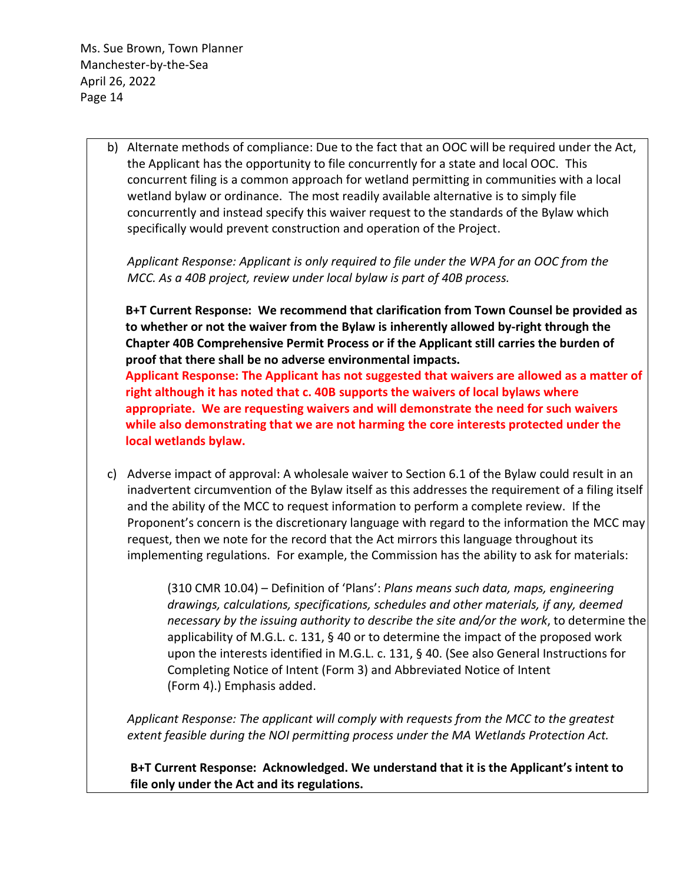b) Alternate methods of compliance: Due to the fact that an OOC will be required under the Act, the Applicant has the opportunity to file concurrently for a state and local OOC. This concurrent filing is a common approach for wetland permitting in communities with a local wetland bylaw or ordinance. The most readily available alternative is to simply file concurrently and instead specify this waiver request to the standards of the Bylaw which specifically would prevent construction and operation of the Project.

   *Applicant Response: Applicant is only required to file under the WPA for an OOC from the MCC. As a 40B project, review under local bylaw is part of 40B process.*

   **B+T Current Response: We recommend that clarification from Town Counsel be provided as to whether or not the waiver from the Bylaw is inherently allowed by-right through the Chapter 40B Comprehensive Permit Process or if the Applicant still carries the burden of proof that there shall be no adverse environmental impacts.**

   **Applicant Response: The Applicant has not suggested that waivers are allowed as a matter of right although it has noted that c. 40B supports the waivers of local bylaws where appropriate. We are requesting waivers and will demonstrate the need for such waivers while also demonstrating that we are not harming the core interests protected under the local wetlands bylaw.**

c) Adverse impact of approval: A wholesale waiver to Section 6.1 of the Bylaw could result in an inadvertent circumvention of the Bylaw itself as this addresses the requirement of a filing itself and the ability of the MCC to request information to perform a complete review. If the Proponent's concern is the discretionary language with regard to the information the MCC may request, then we note for the record that the Act mirrors this language throughout its implementing regulations. For example, the Commission has the ability to ask for materials:

   > (310 CMR 10.04) – Definition of 'Plans': *Plans means such data, maps, engineering drawings, calculations, specifications, schedules and other materials, if any, deemed necessary by the issuing authority to describe the site and/or the work*, to determine the applicability of M.G.L. c. 131, § 40 or to determine the impact of the proposed work upon the interests identified in M.G.L. c. 131, § 40. (See also General Instructions for Completing Notice of Intent (Form 3) and Abbreviated Notice of Intent (Form 4).) Emphasis added.

   *Applicant Response: The applicant will comply with requests from the MCC to the greatest extent feasible during the NOI permitting process under the MA Wetlands Protection Act.*

   **B+T Current Response: Acknowledged. We understand that it is the Applicant's intent to file only under the Act and its regulations.**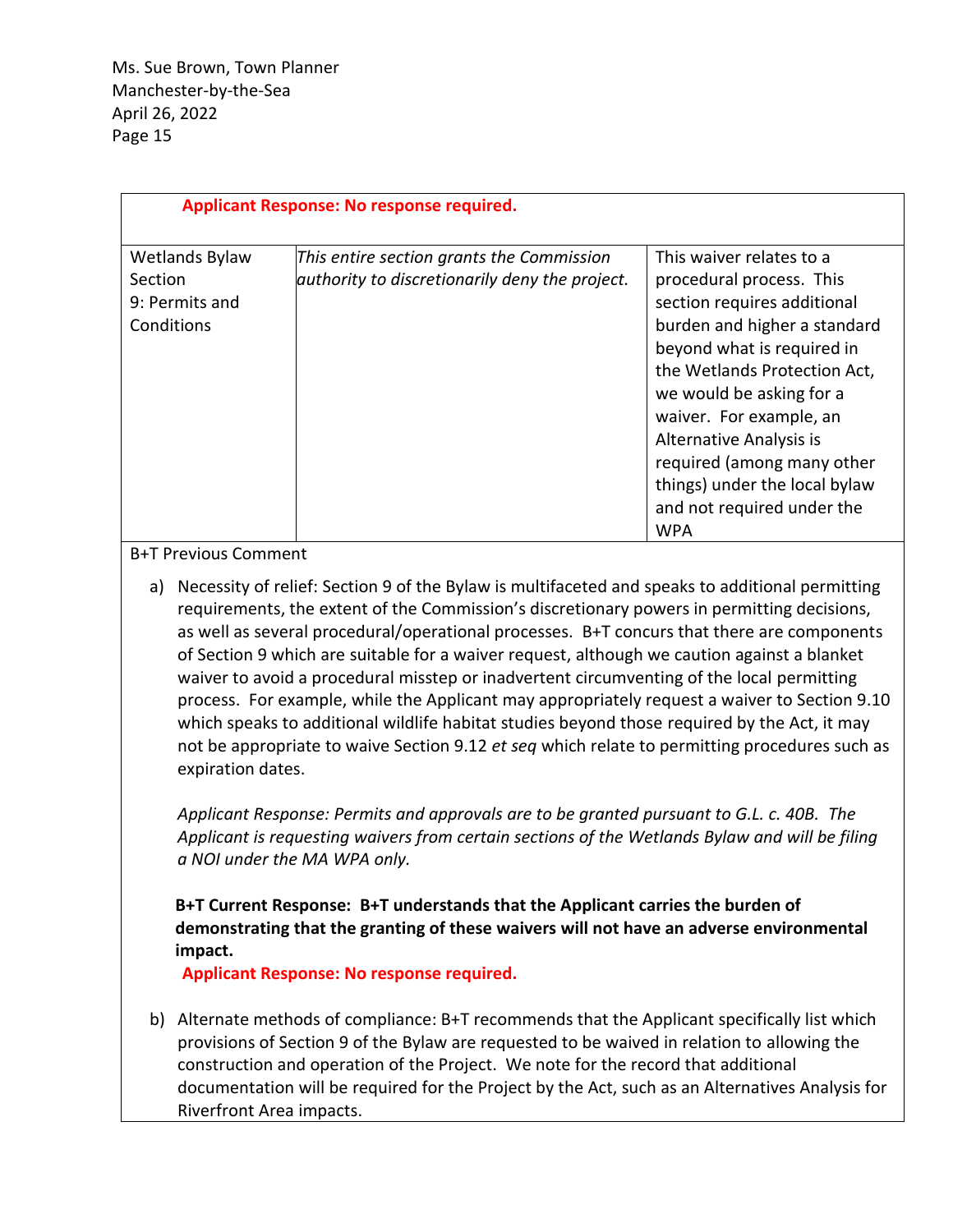**Applicant Response: No response required.**

| Wetlands Bylaw Section 9: Permits and Conditions | *This entire section grants the Commission authority to discretionarily deny the project.* | This waiver relates to a procedural process. This section requires additional burden and higher a standard beyond what is required in the Wetlands Protection Act, we would be asking for a waiver. For example, an Alternative Analysis is required (among many other things) under the local bylaw and not required under the WPA |
|---|---|---|

B+T Previous Comment

a) Necessity of relief: Section 9 of the Bylaw is multifaceted and speaks to additional permitting requirements, the extent of the Commission's discretionary powers in permitting decisions, as well as several procedural/operational processes. B+T concurs that there are components of Section 9 which are suitable for a waiver request, although we caution against a blanket waiver to avoid a procedural misstep or inadvertent circumventing of the local permitting process. For example, while the Applicant may appropriately request a waiver to Section 9.10 which speaks to additional wildlife habitat studies beyond those required by the Act, it may not be appropriate to waive Section 9.12 *et seq* which relate to permitting procedures such as expiration dates.

   *Applicant Response: Permits and approvals are to be granted pursuant to G.L. c. 40B. The Applicant is requesting waivers from certain sections of the Wetlands Bylaw and will be filing a NOI under the MA WPA only.*

   **B+T Current Response: B+T understands that the Applicant carries the burden of demonstrating that the granting of these waivers will not have an adverse environmental impact.**

   **Applicant Response: No response required.**

b) Alternate methods of compliance: B+T recommends that the Applicant specifically list which provisions of Section 9 of the Bylaw are requested to be waived in relation to allowing the construction and operation of the Project. We note for the record that additional documentation will be required for the Project by the Act, such as an Alternatives Analysis for Riverfront Area impacts.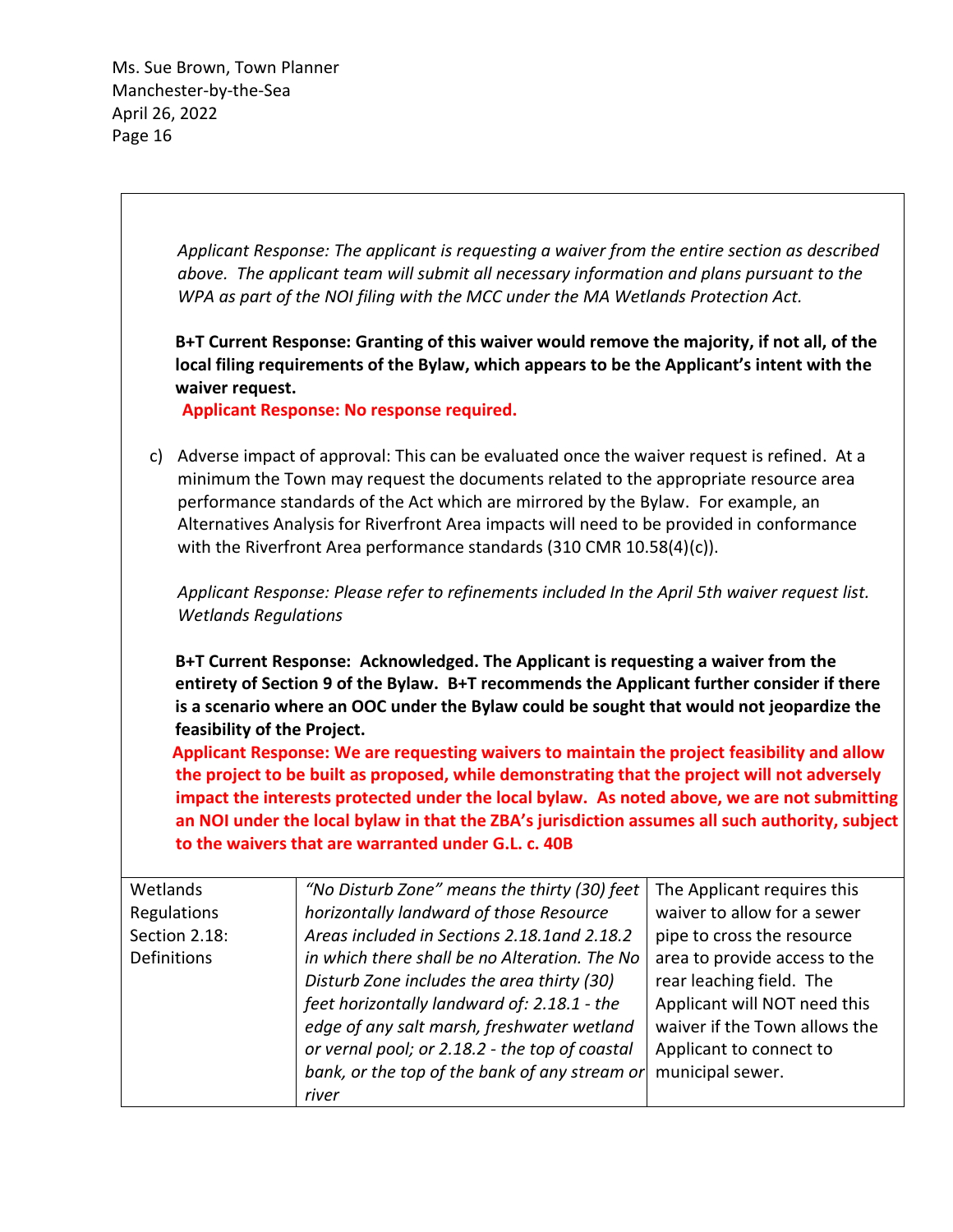*Applicant Response: The applicant is requesting a waiver from the entire section as described above. The applicant team will submit all necessary information and plans pursuant to the WPA as part of the NOI filing with the MCC under the MA Wetlands Protection Act.*

**B+T Current Response: Granting of this waiver would remove the majority, if not all, of the local filing requirements of the Bylaw, which appears to be the Applicant's intent with the waiver request.**

**Applicant Response: No response required.**

c) Adverse impact of approval: This can be evaluated once the waiver request is refined. At a minimum the Town may request the documents related to the appropriate resource area performance standards of the Act which are mirrored by the Bylaw. For example, an Alternatives Analysis for Riverfront Area impacts will need to be provided in conformance with the Riverfront Area performance standards (310 CMR 10.58(4)(c)).

*Applicant Response: Please refer to refinements included In the April 5th waiver request list. Wetlands Regulations*

**B+T Current Response: Acknowledged. The Applicant is requesting a waiver from the entirety of Section 9 of the Bylaw. B+T recommends the Applicant further consider if there is a scenario where an OOC under the Bylaw could be sought that would not jeopardize the feasibility of the Project.**

**Applicant Response: We are requesting waivers to maintain the project feasibility and allow the project to be built as proposed, while demonstrating that the project will not adversely impact the interests protected under the local bylaw. As noted above, we are not submitting an NOI under the local bylaw in that the ZBA's jurisdiction assumes all such authority, subject to the waivers that are warranted under G.L. c. 40B**

| | | |
|---|---|---|
| Wetlands Regulations Section 2.18: Definitions | *"No Disturb Zone" means the thirty (30) feet horizontally landward of those Resource Areas included in Sections 2.18.1and 2.18.2 in which there shall be no Alteration. The No Disturb Zone includes the area thirty (30) feet horizontally landward of: 2.18.1 - the edge of any salt marsh, freshwater wetland or vernal pool; or 2.18.2 - the top of coastal bank, or the top of the bank of any stream or river* | The Applicant requires this waiver to allow for a sewer pipe to cross the resource area to provide access to the rear leaching field. The Applicant will NOT need this waiver if the Town allows the Applicant to connect to municipal sewer. |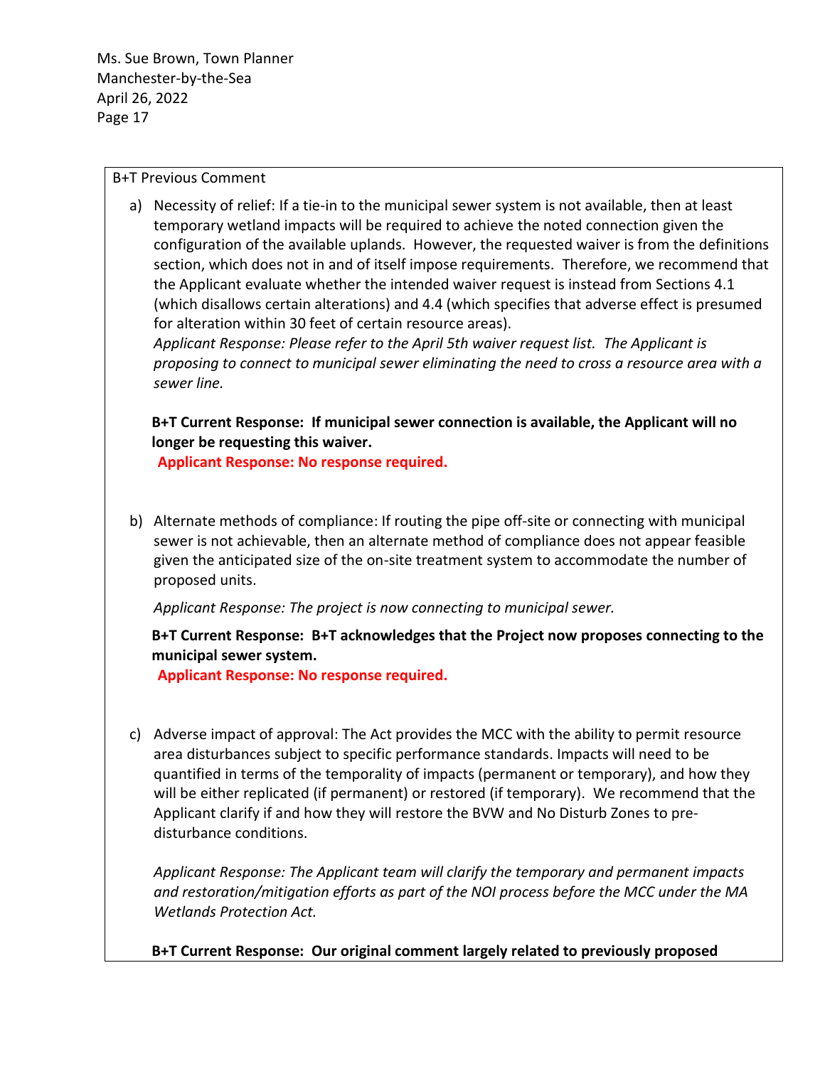B+T Previous Comment

a) Necessity of relief: If a tie-in to the municipal sewer system is not available, then at least temporary wetland impacts will be required to achieve the noted connection given the configuration of the available uplands. However, the requested waiver is from the definitions section, which does not in and of itself impose requirements. Therefore, we recommend that the Applicant evaluate whether the intended waiver request is instead from Sections 4.1 (which disallows certain alterations) and 4.4 (which specifies that adverse effect is presumed for alteration within 30 feet of certain resource areas).
*Applicant Response: Please refer to the April 5th waiver request list. The Applicant is proposing to connect to municipal sewer eliminating the need to cross a resource area with a sewer line.*

**B+T Current Response: If municipal sewer connection is available, the Applicant will no longer be requesting this waiver.**
**Applicant Response: No response required.**

b) Alternate methods of compliance: If routing the pipe off-site or connecting with municipal sewer is not achievable, then an alternate method of compliance does not appear feasible given the anticipated size of the on-site treatment system to accommodate the number of proposed units.

*Applicant Response: The project is now connecting to municipal sewer.*

**B+T Current Response: B+T acknowledges that the Project now proposes connecting to the municipal sewer system.**
**Applicant Response: No response required.**

c) Adverse impact of approval: The Act provides the MCC with the ability to permit resource area disturbances subject to specific performance standards. Impacts will need to be quantified in terms of the temporality of impacts (permanent or temporary), and how they will be either replicated (if permanent) or restored (if temporary). We recommend that the Applicant clarify if and how they will restore the BVW and No Disturb Zones to pre-disturbance conditions.

*Applicant Response: The Applicant team will clarify the temporary and permanent impacts and restoration/mitigation efforts as part of the NOI process before the MCC under the MA Wetlands Protection Act.*

**B+T Current Response: Our original comment largely related to previously proposed**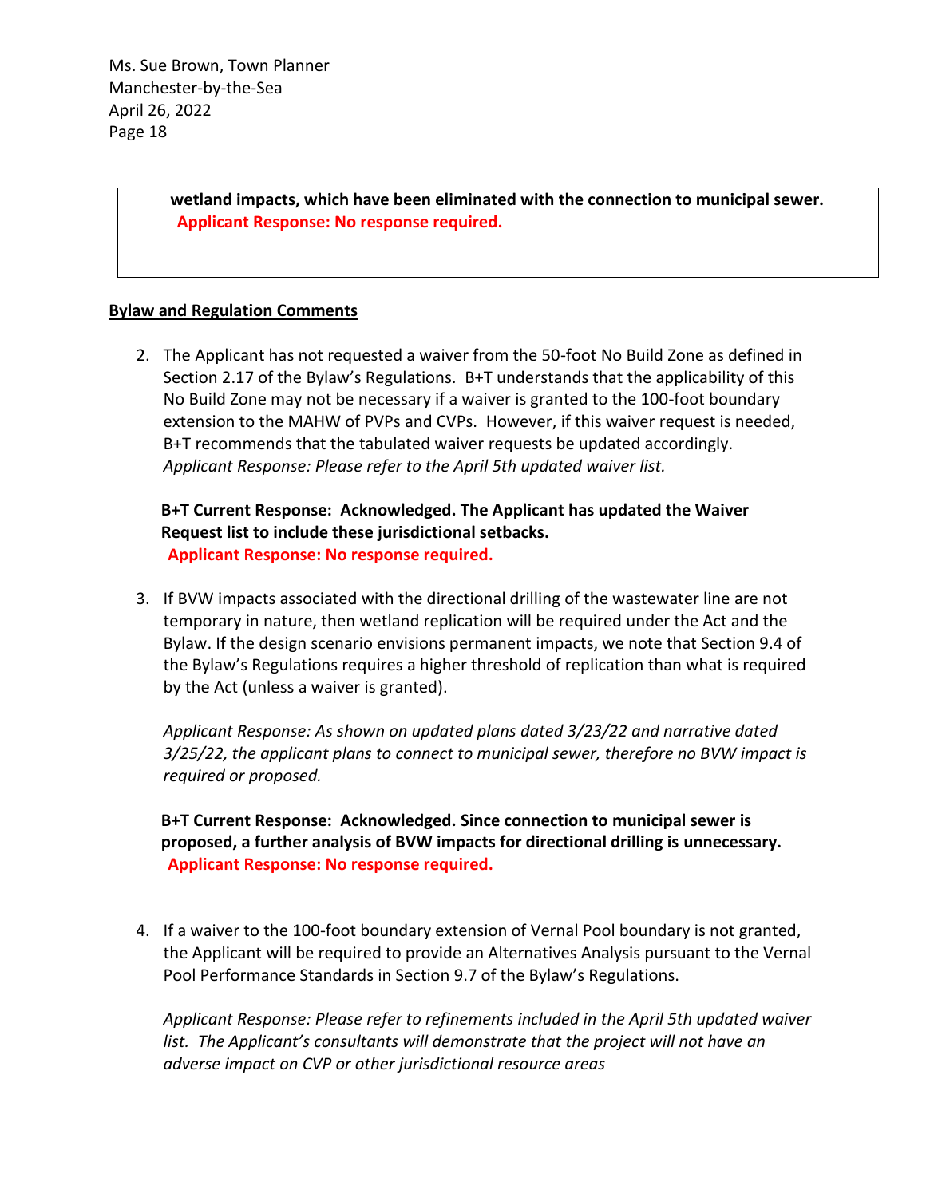**wetland impacts, which have been eliminated with the connection to municipal sewer.**
**Applicant Response: No response required.**

**Bylaw and Regulation Comments**

2. The Applicant has not requested a waiver from the 50-foot No Build Zone as defined in Section 2.17 of the Bylaw's Regulations. B+T understands that the applicability of this No Build Zone may not be necessary if a waiver is granted to the 100-foot boundary extension to the MAHW of PVPs and CVPs. However, if this waiver request is needed, B+T recommends that the tabulated waiver requests be updated accordingly.
*Applicant Response: Please refer to the April 5th updated waiver list.*

   **B+T Current Response: Acknowledged. The Applicant has updated the Waiver Request list to include these jurisdictional setbacks.**
   **Applicant Response: No response required.**

3. If BVW impacts associated with the directional drilling of the wastewater line are not temporary in nature, then wetland replication will be required under the Act and the Bylaw. If the design scenario envisions permanent impacts, we note that Section 9.4 of the Bylaw's Regulations requires a higher threshold of replication than what is required by the Act (unless a waiver is granted).

   *Applicant Response: As shown on updated plans dated 3/23/22 and narrative dated 3/25/22, the applicant plans to connect to municipal sewer, therefore no BVW impact is required or proposed.*

   **B+T Current Response: Acknowledged. Since connection to municipal sewer is proposed, a further analysis of BVW impacts for directional drilling is unnecessary.**
   **Applicant Response: No response required.**

4. If a waiver to the 100-foot boundary extension of Vernal Pool boundary is not granted, the Applicant will be required to provide an Alternatives Analysis pursuant to the Vernal Pool Performance Standards in Section 9.7 of the Bylaw's Regulations.

   *Applicant Response: Please refer to refinements included in the April 5th updated waiver list. The Applicant's consultants will demonstrate that the project will not have an adverse impact on CVP or other jurisdictional resource areas*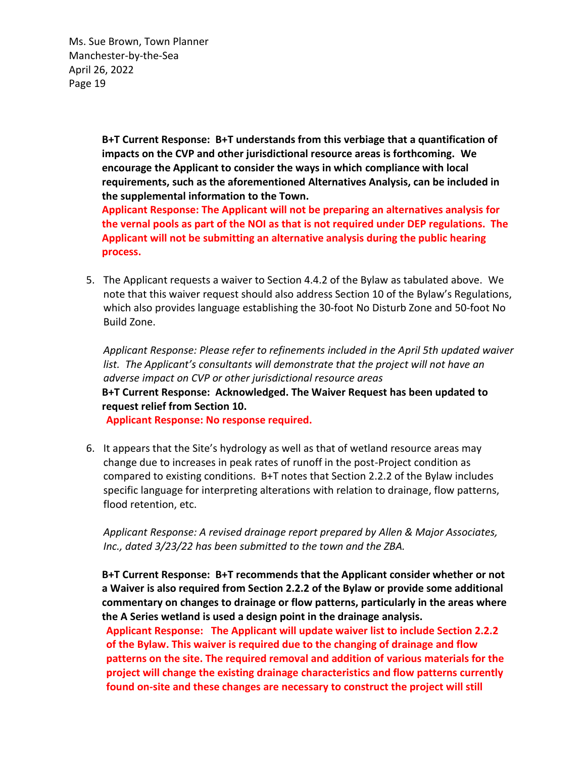**B+T Current Response: B+T understands from this verbiage that a quantification of impacts on the CVP and other jurisdictional resource areas is forthcoming. We encourage the Applicant to consider the ways in which compliance with local requirements, such as the aforementioned Alternatives Analysis, can be included in the supplemental information to the Town.**

**Applicant Response: The Applicant will not be preparing an alternatives analysis for the vernal pools as part of the NOI as that is not required under DEP regulations. The Applicant will not be submitting an alternative analysis during the public hearing process.**

5. The Applicant requests a waiver to Section 4.4.2 of the Bylaw as tabulated above. We note that this waiver request should also address Section 10 of the Bylaw's Regulations, which also provides language establishing the 30-foot No Disturb Zone and 50-foot No Build Zone.

   *Applicant Response: Please refer to refinements included in the April 5th updated waiver list. The Applicant's consultants will demonstrate that the project will not have an adverse impact on CVP or other jurisdictional resource areas*

   **B+T Current Response: Acknowledged. The Waiver Request has been updated to request relief from Section 10.**

   **Applicant Response: No response required.**

6. It appears that the Site's hydrology as well as that of wetland resource areas may change due to increases in peak rates of runoff in the post-Project condition as compared to existing conditions. B+T notes that Section 2.2.2 of the Bylaw includes specific language for interpreting alterations with relation to drainage, flow patterns, flood retention, etc.

   *Applicant Response: A revised drainage report prepared by Allen & Major Associates, Inc., dated 3/23/22 has been submitted to the town and the ZBA.*

   **B+T Current Response: B+T recommends that the Applicant consider whether or not a Waiver is also required from Section 2.2.2 of the Bylaw or provide some additional commentary on changes to drainage or flow patterns, particularly in the areas where the A Series wetland is used a design point in the drainage analysis.**

   **Applicant Response: The Applicant will update waiver list to include Section 2.2.2 of the Bylaw. This waiver is required due to the changing of drainage and flow patterns on the site. The required removal and addition of various materials for the project will change the existing drainage characteristics and flow patterns currently found on-site and these changes are necessary to construct the project will still**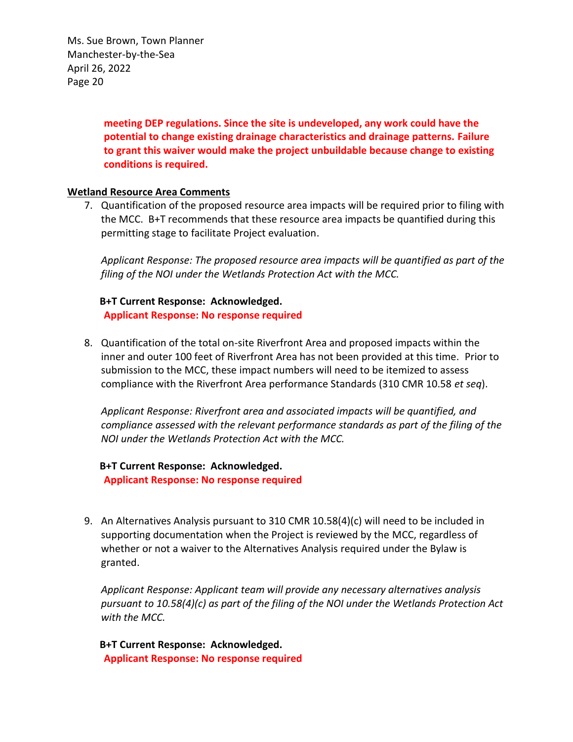**meeting DEP regulations. Since the site is undeveloped, any work could have the potential to change existing drainage characteristics and drainage patterns. Failure to grant this waiver would make the project unbuildable because change to existing conditions is required.**

**Wetland Resource Area Comments**

7. Quantification of the proposed resource area impacts will be required prior to filing with the MCC. B+T recommends that these resource area impacts be quantified during this permitting stage to facilitate Project evaluation.

   *Applicant Response: The proposed resource area impacts will be quantified as part of the filing of the NOI under the Wetlands Protection Act with the MCC.*

   **B+T Current Response: Acknowledged.**
   **Applicant Response: No response required**

8. Quantification of the total on-site Riverfront Area and proposed impacts within the inner and outer 100 feet of Riverfront Area has not been provided at this time. Prior to submission to the MCC, these impact numbers will need to be itemized to assess compliance with the Riverfront Area performance Standards (310 CMR 10.58 *et seq*).

   *Applicant Response: Riverfront area and associated impacts will be quantified, and compliance assessed with the relevant performance standards as part of the filing of the NOI under the Wetlands Protection Act with the MCC.*

   **B+T Current Response: Acknowledged.**
   **Applicant Response: No response required**

9. An Alternatives Analysis pursuant to 310 CMR 10.58(4)(c) will need to be included in supporting documentation when the Project is reviewed by the MCC, regardless of whether or not a waiver to the Alternatives Analysis required under the Bylaw is granted.

   *Applicant Response: Applicant team will provide any necessary alternatives analysis pursuant to 10.58(4)(c) as part of the filing of the NOI under the Wetlands Protection Act with the MCC.*

   **B+T Current Response: Acknowledged.**
   **Applicant Response: No response required**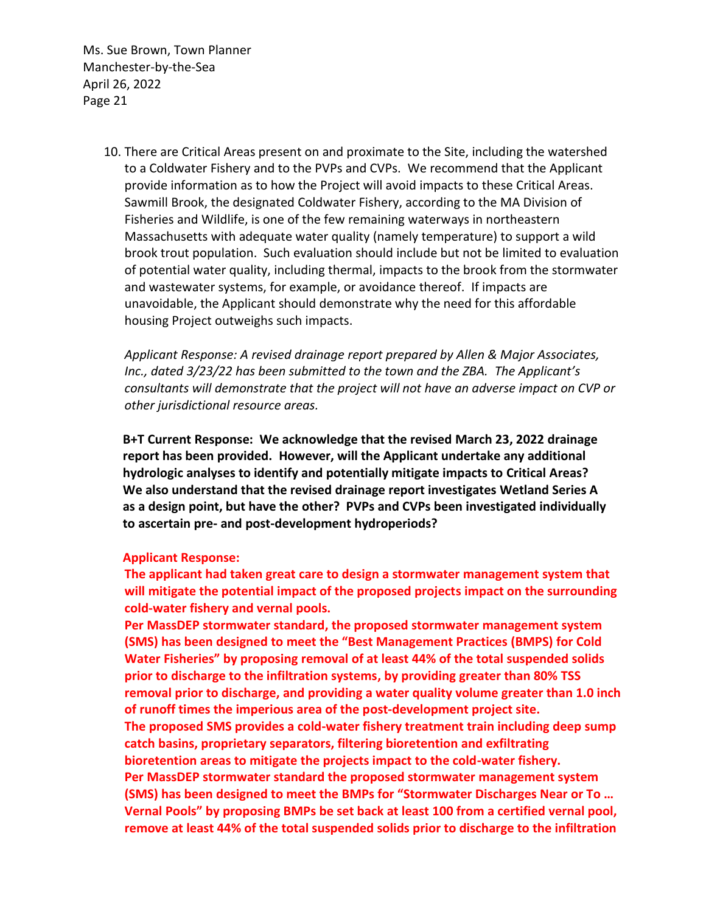10. There are Critical Areas present on and proximate to the Site, including the watershed to a Coldwater Fishery and to the PVPs and CVPs. We recommend that the Applicant provide information as to how the Project will avoid impacts to these Critical Areas. Sawmill Brook, the designated Coldwater Fishery, according to the MA Division of Fisheries and Wildlife, is one of the few remaining waterways in northeastern Massachusetts with adequate water quality (namely temperature) to support a wild brook trout population. Such evaluation should include but not be limited to evaluation of potential water quality, including thermal, impacts to the brook from the stormwater and wastewater systems, for example, or avoidance thereof. If impacts are unavoidable, the Applicant should demonstrate why the need for this affordable housing Project outweighs such impacts.

    *Applicant Response: A revised drainage report prepared by Allen & Major Associates, Inc., dated 3/23/22 has been submitted to the town and the ZBA. The Applicant's consultants will demonstrate that the project will not have an adverse impact on CVP or other jurisdictional resource areas.*

    **B+T Current Response: We acknowledge that the revised March 23, 2022 drainage report has been provided. However, will the Applicant undertake any additional hydrologic analyses to identify and potentially mitigate impacts to Critical Areas? We also understand that the revised drainage report investigates Wetland Series A as a design point, but have the other? PVPs and CVPs been investigated individually to ascertain pre- and post-development hydroperiods?**

    **Applicant Response:**
    **The applicant had taken great care to design a stormwater management system that will mitigate the potential impact of the proposed projects impact on the surrounding cold-water fishery and vernal pools.**
    **Per MassDEP stormwater standard, the proposed stormwater management system (SMS) has been designed to meet the "Best Management Practices (BMPS) for Cold Water Fisheries" by proposing removal of at least 44% of the total suspended solids prior to discharge to the infiltration systems, by providing greater than 80% TSS removal prior to discharge, and providing a water quality volume greater than 1.0 inch of runoff times the imperious area of the post-development project site.**
    **The proposed SMS provides a cold-water fishery treatment train including deep sump catch basins, proprietary separators, filtering bioretention and exfiltrating bioretention areas to mitigate the projects impact to the cold-water fishery.**
    **Per MassDEP stormwater standard the proposed stormwater management system (SMS) has been designed to meet the BMPs for "Stormwater Discharges Near or To … Vernal Pools" by proposing BMPs be set back at least 100 from a certified vernal pool, remove at least 44% of the total suspended solids prior to discharge to the infiltration**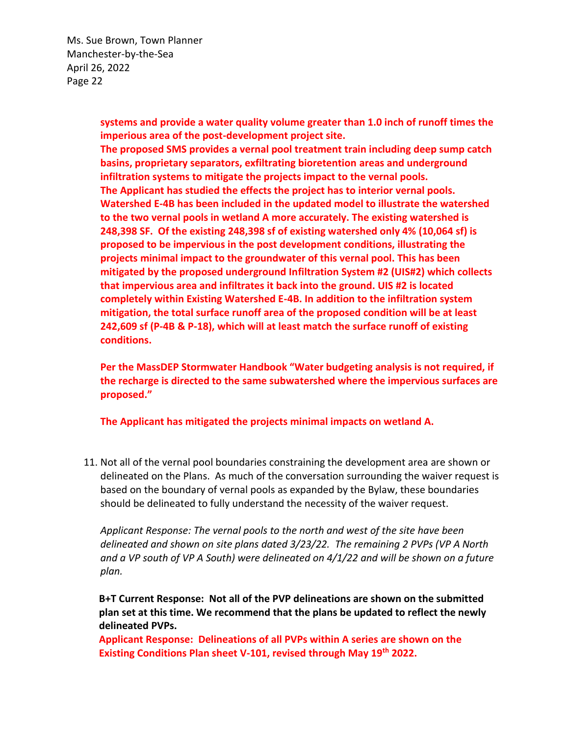**systems and provide a water quality volume greater than 1.0 inch of runoff times the imperious area of the post-development project site.**
**The proposed SMS provides a vernal pool treatment train including deep sump catch basins, proprietary separators, exfiltrating bioretention areas and underground infiltration systems to mitigate the projects impact to the vernal pools.**
**The Applicant has studied the effects the project has to interior vernal pools. Watershed E-4B has been included in the updated model to illustrate the watershed to the two vernal pools in wetland A more accurately. The existing watershed is 248,398 SF. Of the existing 248,398 sf of existing watershed only 4% (10,064 sf) is proposed to be impervious in the post development conditions, illustrating the projects minimal impact to the groundwater of this vernal pool. This has been mitigated by the proposed underground Infiltration System #2 (UIS#2) which collects that impervious area and infiltrates it back into the ground. UIS #2 is located completely within Existing Watershed E-4B. In addition to the infiltration system mitigation, the total surface runoff area of the proposed condition will be at least 242,609 sf (P-4B & P-18), which will at least match the surface runoff of existing conditions.**

**Per the MassDEP Stormwater Handbook "Water budgeting analysis is not required, if the recharge is directed to the same subwatershed where the impervious surfaces are proposed."**

**The Applicant has mitigated the projects minimal impacts on wetland A.**

11. Not all of the vernal pool boundaries constraining the development area are shown or delineated on the Plans. As much of the conversation surrounding the waiver request is based on the boundary of vernal pools as expanded by the Bylaw, these boundaries should be delineated to fully understand the necessity of the waiver request.

    *Applicant Response: The vernal pools to the north and west of the site have been delineated and shown on site plans dated 3/23/22. The remaining 2 PVPs (VP A North and a VP south of VP A South) were delineated on 4/1/22 and will be shown on a future plan.*

    **B+T Current Response: Not all of the PVP delineations are shown on the submitted plan set at this time. We recommend that the plans be updated to reflect the newly delineated PVPs.**

    **Applicant Response: Delineations of all PVPs within A series are shown on the Existing Conditions Plan sheet V-101, revised through May 19th 2022.**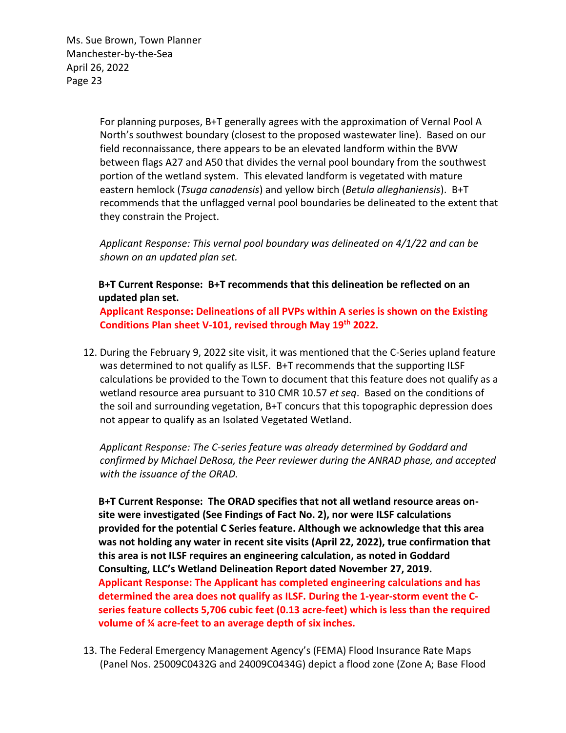For planning purposes, B+T generally agrees with the approximation of Vernal Pool A North's southwest boundary (closest to the proposed wastewater line). Based on our field reconnaissance, there appears to be an elevated landform within the BVW between flags A27 and A50 that divides the vernal pool boundary from the southwest portion of the wetland system. This elevated landform is vegetated with mature eastern hemlock (*Tsuga canadensis*) and yellow birch (*Betula alleghaniensis*). B+T recommends that the unflagged vernal pool boundaries be delineated to the extent that they constrain the Project.

*Applicant Response: This vernal pool boundary was delineated on 4/1/22 and can be shown on an updated plan set.*

**B+T Current Response: B+T recommends that this delineation be reflected on an updated plan set.**

**Applicant Response: Delineations of all PVPs within A series is shown on the Existing Conditions Plan sheet V-101, revised through May 19th 2022.**

12. During the February 9, 2022 site visit, it was mentioned that the C-Series upland feature was determined to not qualify as ILSF. B+T recommends that the supporting ILSF calculations be provided to the Town to document that this feature does not qualify as a wetland resource area pursuant to 310 CMR 10.57 *et seq*. Based on the conditions of the soil and surrounding vegetation, B+T concurs that this topographic depression does not appear to qualify as an Isolated Vegetated Wetland.

    *Applicant Response: The C-series feature was already determined by Goddard and confirmed by Michael DeRosa, the Peer reviewer during the ANRAD phase, and accepted with the issuance of the ORAD.*

    **B+T Current Response: The ORAD specifies that not all wetland resource areas on-site were investigated (See Findings of Fact No. 2), nor were ILSF calculations provided for the potential C Series feature. Although we acknowledge that this area was not holding any water in recent site visits (April 22, 2022), true confirmation that this area is not ILSF requires an engineering calculation, as noted in Goddard Consulting, LLC's Wetland Delineation Report dated November 27, 2019.**

    **Applicant Response: The Applicant has completed engineering calculations and has determined the area does not qualify as ILSF. During the 1-year-storm event the C-series feature collects 5,706 cubic feet (0.13 acre-feet) which is less than the required volume of ¼ acre-feet to an average depth of six inches.**

13. The Federal Emergency Management Agency's (FEMA) Flood Insurance Rate Maps (Panel Nos. 25009C0432G and 24009C0434G) depict a flood zone (Zone A; Base Flood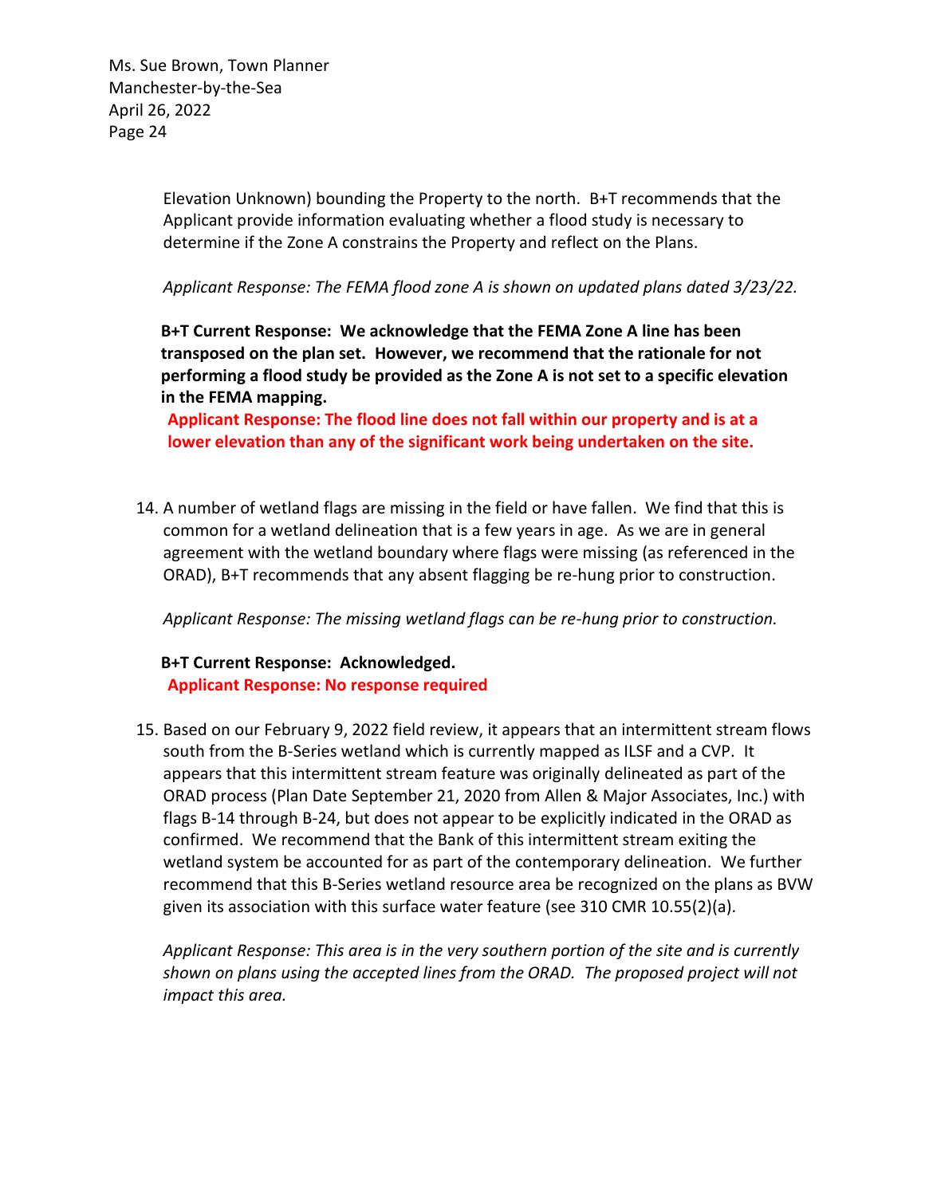Elevation Unknown) bounding the Property to the north. B+T recommends that the Applicant provide information evaluating whether a flood study is necessary to determine if the Zone A constrains the Property and reflect on the Plans.

*Applicant Response: The FEMA flood zone A is shown on updated plans dated 3/23/22.*

**B+T Current Response: We acknowledge that the FEMA Zone A line has been transposed on the plan set. However, we recommend that the rationale for not performing a flood study be provided as the Zone A is not set to a specific elevation in the FEMA mapping.**

**Applicant Response: The flood line does not fall within our property and is at a lower elevation than any of the significant work being undertaken on the site.**

14. A number of wetland flags are missing in the field or have fallen. We find that this is common for a wetland delineation that is a few years in age. As we are in general agreement with the wetland boundary where flags were missing (as referenced in the ORAD), B+T recommends that any absent flagging be re-hung prior to construction.

    *Applicant Response: The missing wetland flags can be re-hung prior to construction.*

    **B+T Current Response: Acknowledged.**

    **Applicant Response: No response required**

15. Based on our February 9, 2022 field review, it appears that an intermittent stream flows south from the B-Series wetland which is currently mapped as ILSF and a CVP. It appears that this intermittent stream feature was originally delineated as part of the ORAD process (Plan Date September 21, 2020 from Allen & Major Associates, Inc.) with flags B-14 through B-24, but does not appear to be explicitly indicated in the ORAD as confirmed. We recommend that the Bank of this intermittent stream exiting the wetland system be accounted for as part of the contemporary delineation. We further recommend that this B-Series wetland resource area be recognized on the plans as BVW given its association with this surface water feature (see 310 CMR 10.55(2)(a).

    *Applicant Response: This area is in the very southern portion of the site and is currently shown on plans using the accepted lines from the ORAD. The proposed project will not impact this area.*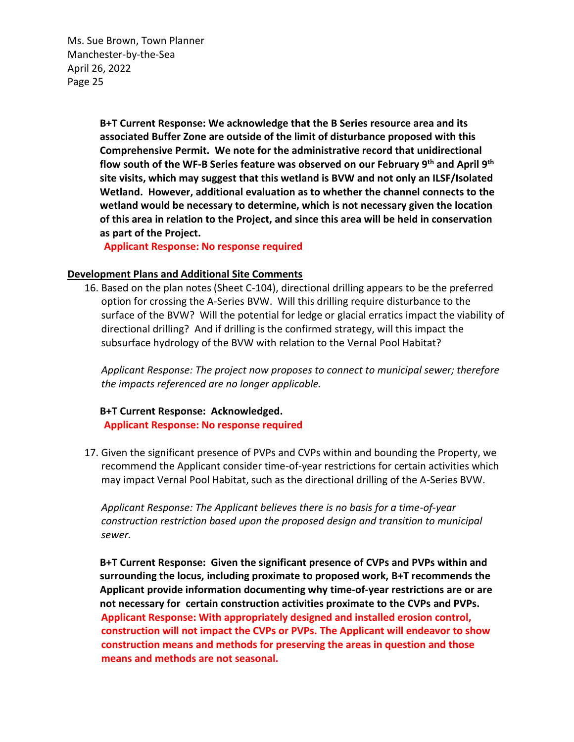**B+T Current Response: We acknowledge that the B Series resource area and its associated Buffer Zone are outside of the limit of disturbance proposed with this Comprehensive Permit. We note for the administrative record that unidirectional flow south of the WF-B Series feature was observed on our February 9th and April 9th site visits, which may suggest that this wetland is BVW and not only an ILSF/Isolated Wetland. However, additional evaluation as to whether the channel connects to the wetland would be necessary to determine, which is not necessary given the location of this area in relation to the Project, and since this area will be held in conservation as part of the Project.**

**Applicant Response: No response required**

**<u>Development Plans and Additional Site Comments</u>**

16. Based on the plan notes (Sheet C-104), directional drilling appears to be the preferred option for crossing the A-Series BVW. Will this drilling require disturbance to the surface of the BVW? Will the potential for ledge or glacial erratics impact the viability of directional drilling? And if drilling is the confirmed strategy, will this impact the subsurface hydrology of the BVW with relation to the Vernal Pool Habitat?

    *Applicant Response: The project now proposes to connect to municipal sewer; therefore the impacts referenced are no longer applicable.*

    **B+T Current Response: Acknowledged.**

    **Applicant Response: No response required**

17. Given the significant presence of PVPs and CVPs within and bounding the Property, we recommend the Applicant consider time-of-year restrictions for certain activities which may impact Vernal Pool Habitat, such as the directional drilling of the A-Series BVW.

    *Applicant Response: The Applicant believes there is no basis for a time-of-year construction restriction based upon the proposed design and transition to municipal sewer.*

    **B+T Current Response: Given the significant presence of CVPs and PVPs within and surrounding the locus, including proximate to proposed work, B+T recommends the Applicant provide information documenting why time-of-year restrictions are or are not necessary for certain construction activities proximate to the CVPs and PVPs.**

    **Applicant Response: With appropriately designed and installed erosion control, construction will not impact the CVPs or PVPs. The Applicant will endeavor to show construction means and methods for preserving the areas in question and those means and methods are not seasonal.**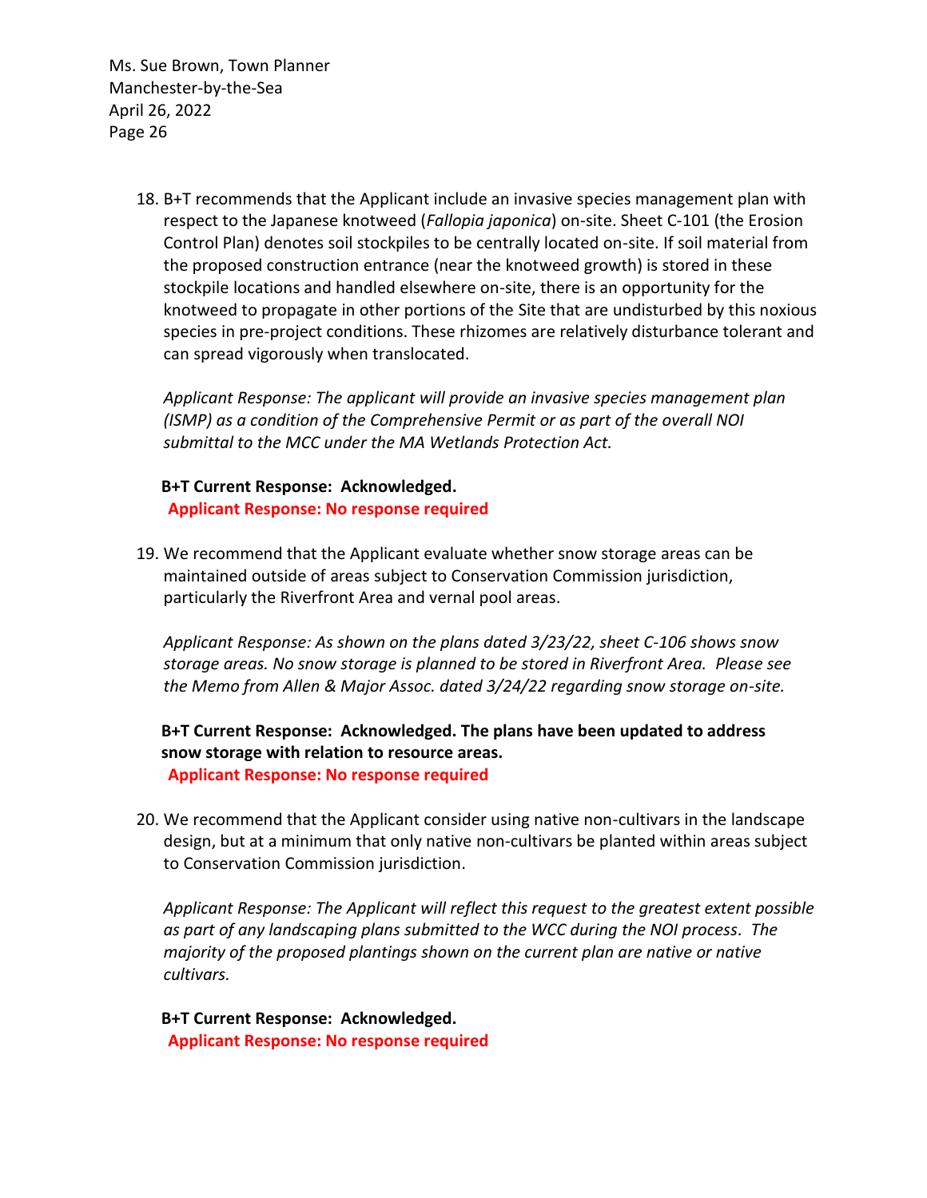18. B+T recommends that the Applicant include an invasive species management plan with respect to the Japanese knotweed (*Fallopia japonica*) on-site. Sheet C-101 (the Erosion Control Plan) denotes soil stockpiles to be centrally located on-site. If soil material from the proposed construction entrance (near the knotweed growth) is stored in these stockpile locations and handled elsewhere on-site, there is an opportunity for the knotweed to propagate in other portions of the Site that are undisturbed by this noxious species in pre-project conditions. These rhizomes are relatively disturbance tolerant and can spread vigorously when translocated.

    *Applicant Response: The applicant will provide an invasive species management plan (ISMP) as a condition of the Comprehensive Permit or as part of the overall NOI submittal to the MCC under the MA Wetlands Protection Act.*

    **B+T Current Response: Acknowledged.**
    **Applicant Response: No response required**

19. We recommend that the Applicant evaluate whether snow storage areas can be maintained outside of areas subject to Conservation Commission jurisdiction, particularly the Riverfront Area and vernal pool areas.

    *Applicant Response: As shown on the plans dated 3/23/22, sheet C-106 shows snow storage areas. No snow storage is planned to be stored in Riverfront Area. Please see the Memo from Allen & Major Assoc. dated 3/24/22 regarding snow storage on-site.*

    **B+T Current Response: Acknowledged. The plans have been updated to address snow storage with relation to resource areas.**
    **Applicant Response: No response required**

20. We recommend that the Applicant consider using native non-cultivars in the landscape design, but at a minimum that only native non-cultivars be planted within areas subject to Conservation Commission jurisdiction.

    *Applicant Response: The Applicant will reflect this request to the greatest extent possible as part of any landscaping plans submitted to the WCC during the NOI process. The majority of the proposed plantings shown on the current plan are native or native cultivars.*

    **B+T Current Response: Acknowledged.**
    **Applicant Response: No response required**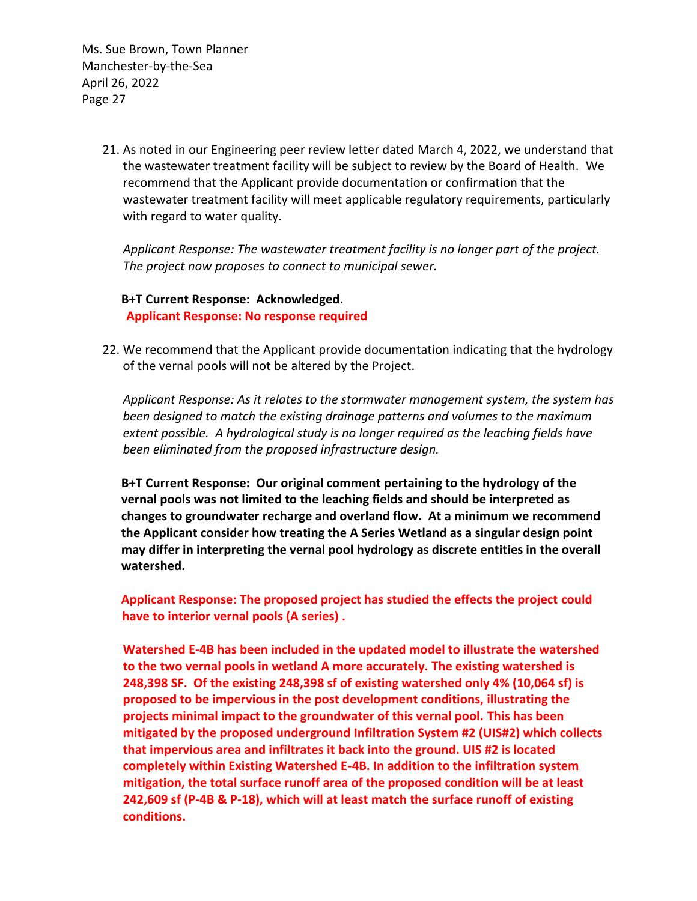21. As noted in our Engineering peer review letter dated March 4, 2022, we understand that the wastewater treatment facility will be subject to review by the Board of Health. We recommend that the Applicant provide documentation or confirmation that the wastewater treatment facility will meet applicable regulatory requirements, particularly with regard to water quality.

    *Applicant Response: The wastewater treatment facility is no longer part of the project. The project now proposes to connect to municipal sewer.*

    **B+T Current Response: Acknowledged.**
    **Applicant Response: No response required**

22. We recommend that the Applicant provide documentation indicating that the hydrology of the vernal pools will not be altered by the Project.

    *Applicant Response: As it relates to the stormwater management system, the system has been designed to match the existing drainage patterns and volumes to the maximum extent possible. A hydrological study is no longer required as the leaching fields have been eliminated from the proposed infrastructure design.*

    **B+T Current Response: Our original comment pertaining to the hydrology of the vernal pools was not limited to the leaching fields and should be interpreted as changes to groundwater recharge and overland flow. At a minimum we recommend the Applicant consider how treating the A Series Wetland as a singular design point may differ in interpreting the vernal pool hydrology as discrete entities in the overall watershed.**

    **Applicant Response: The proposed project has studied the effects the project could have to interior vernal pools (A series) .**

    **Watershed E-4B has been included in the updated model to illustrate the watershed to the two vernal pools in wetland A more accurately. The existing watershed is 248,398 SF. Of the existing 248,398 sf of existing watershed only 4% (10,064 sf) is proposed to be impervious in the post development conditions, illustrating the projects minimal impact to the groundwater of this vernal pool. This has been mitigated by the proposed underground Infiltration System #2 (UIS#2) which collects that impervious area and infiltrates it back into the ground. UIS #2 is located completely within Existing Watershed E-4B. In addition to the infiltration system mitigation, the total surface runoff area of the proposed condition will be at least 242,609 sf (P-4B & P-18), which will at least match the surface runoff of existing conditions.**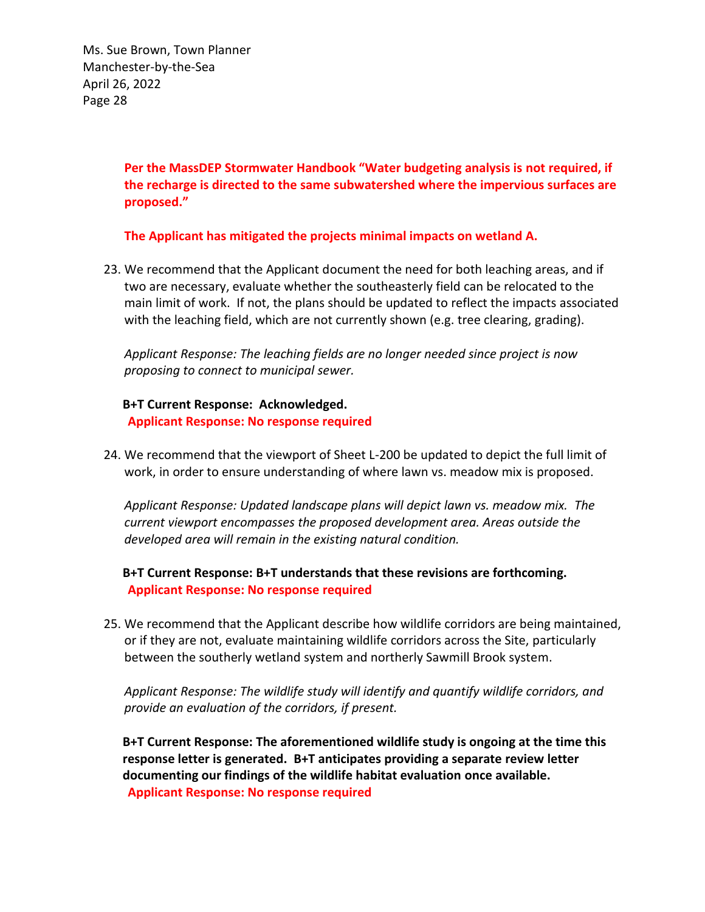**Per the MassDEP Stormwater Handbook "Water budgeting analysis is not required, if the recharge is directed to the same subwatershed where the impervious surfaces are proposed."**

**The Applicant has mitigated the projects minimal impacts on wetland A.**

23. We recommend that the Applicant document the need for both leaching areas, and if two are necessary, evaluate whether the southeasterly field can be relocated to the main limit of work. If not, the plans should be updated to reflect the impacts associated with the leaching field, which are not currently shown (e.g. tree clearing, grading).

    *Applicant Response: The leaching fields are no longer needed since project is now proposing to connect to municipal sewer.*

    **B+T Current Response: Acknowledged.**
    **Applicant Response: No response required**

24. We recommend that the viewport of Sheet L-200 be updated to depict the full limit of work, in order to ensure understanding of where lawn vs. meadow mix is proposed.

    *Applicant Response: Updated landscape plans will depict lawn vs. meadow mix. The current viewport encompasses the proposed development area. Areas outside the developed area will remain in the existing natural condition.*

    **B+T Current Response: B+T understands that these revisions are forthcoming.**
    **Applicant Response: No response required**

25. We recommend that the Applicant describe how wildlife corridors are being maintained, or if they are not, evaluate maintaining wildlife corridors across the Site, particularly between the southerly wetland system and northerly Sawmill Brook system.

    *Applicant Response: The wildlife study will identify and quantify wildlife corridors, and provide an evaluation of the corridors, if present.*

    **B+T Current Response: The aforementioned wildlife study is ongoing at the time this response letter is generated. B+T anticipates providing a separate review letter documenting our findings of the wildlife habitat evaluation once available.**
    **Applicant Response: No response required**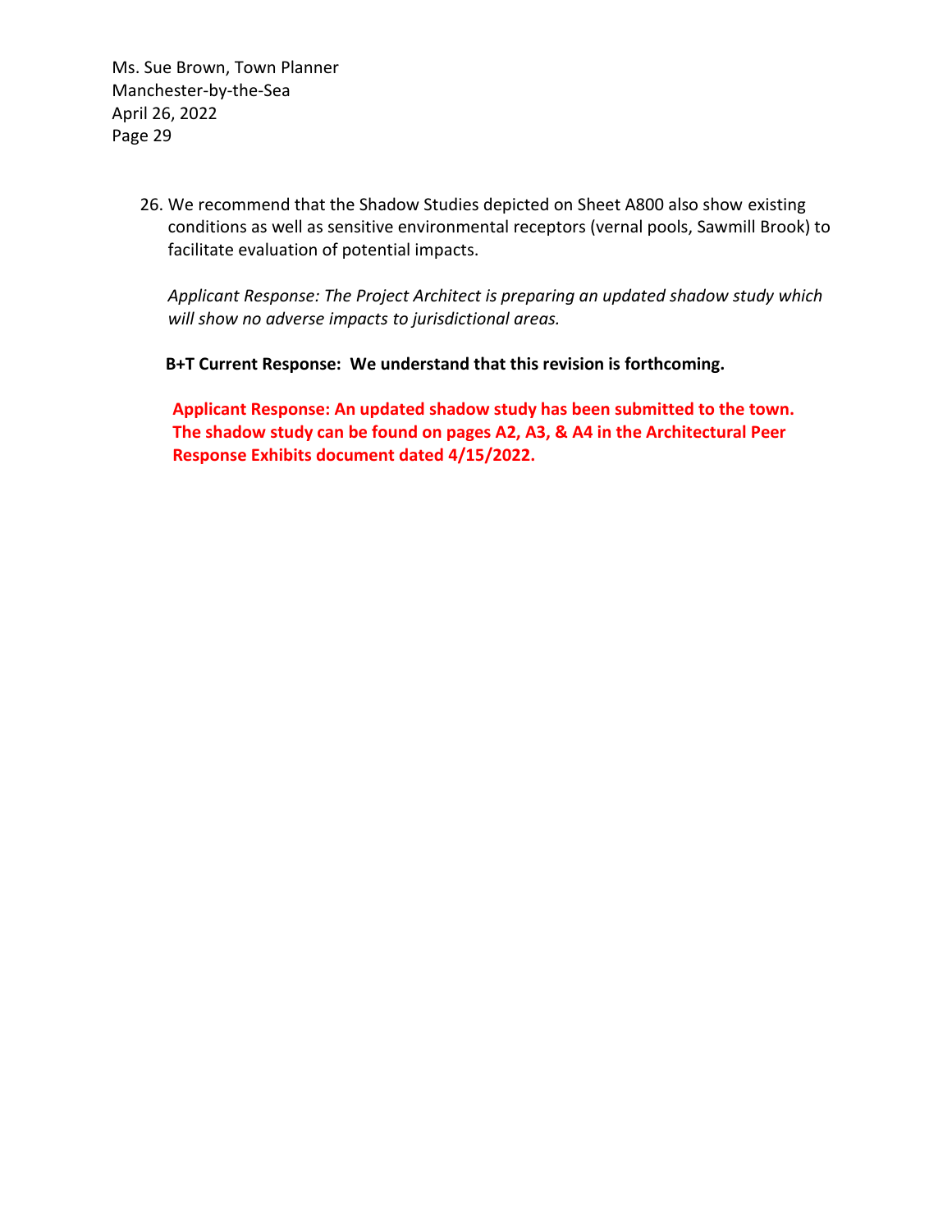26. We recommend that the Shadow Studies depicted on Sheet A800 also show existing conditions as well as sensitive environmental receptors (vernal pools, Sawmill Brook) to facilitate evaluation of potential impacts.

    *Applicant Response: The Project Architect is preparing an updated shadow study which will show no adverse impacts to jurisdictional areas.*

    **B+T Current Response: We understand that this revision is forthcoming.**

    **Applicant Response: An updated shadow study has been submitted to the town. The shadow study can be found on pages A2, A3, & A4 in the Architectural Peer Response Exhibits document dated 4/15/2022.**